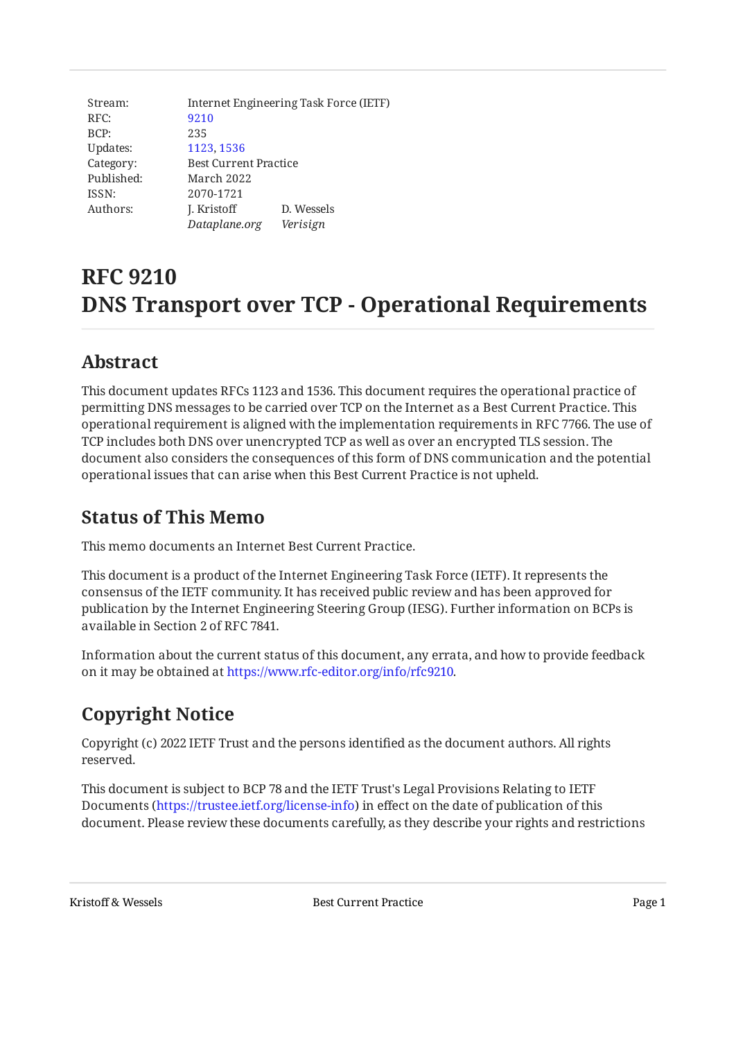| | |
|---|---|
| Stream: | Internet Engineering Task Force (IETF) |
| RFC: | 9210 |
| BCP: | 235 |
| Updates: | 1123, 1536 |
| Category: | Best Current Practice |
| Published: | March 2022 |
| ISSN: | 2070-1721 |
| Authors: | J. Kristoff *Dataplane.org*  D. Wessels *Verisign* |

# RFC 9210
# DNS Transport over TCP - Operational Requirements

## Abstract

This document updates RFCs 1123 and 1536. This document requires the operational practice of permitting DNS messages to be carried over TCP on the Internet as a Best Current Practice. This operational requirement is aligned with the implementation requirements in RFC 7766. The use of TCP includes both DNS over unencrypted TCP as well as over an encrypted TLS session. The document also considers the consequences of this form of DNS communication and the potential operational issues that can arise when this Best Current Practice is not upheld.

## Status of This Memo

This memo documents an Internet Best Current Practice.

This document is a product of the Internet Engineering Task Force (IETF). It represents the consensus of the IETF community. It has received public review and has been approved for publication by the Internet Engineering Steering Group (IESG). Further information on BCPs is available in Section 2 of RFC 7841.

Information about the current status of this document, any errata, and how to provide feedback on it may be obtained at https://www.rfc-editor.org/info/rfc9210.

## Copyright Notice

Copyright (c) 2022 IETF Trust and the persons identified as the document authors. All rights reserved.

This document is subject to BCP 78 and the IETF Trust's Legal Provisions Relating to IETF Documents (https://trustee.ietf.org/license-info) in effect on the date of publication of this document. Please review these documents carefully, as they describe your rights and restrictions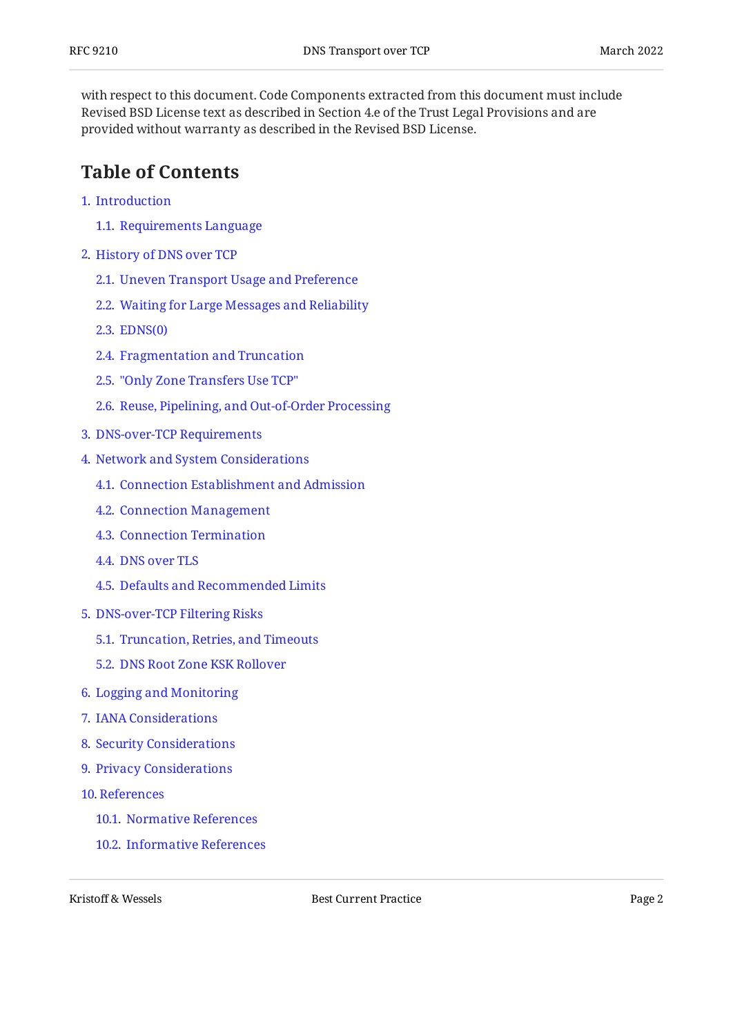with respect to this document. Code Components extracted from this document must include Revised BSD License text as described in Section 4.e of the Trust Legal Provisions and are provided without warranty as described in the Revised BSD License.

## Table of Contents

1. Introduction
   - 1.1. Requirements Language
2. History of DNS over TCP
   - 2.1. Uneven Transport Usage and Preference
   - 2.2. Waiting for Large Messages and Reliability
   - 2.3. EDNS(0)
   - 2.4. Fragmentation and Truncation
   - 2.5. "Only Zone Transfers Use TCP"
   - 2.6. Reuse, Pipelining, and Out-of-Order Processing
3. DNS-over-TCP Requirements
4. Network and System Considerations
   - 4.1. Connection Establishment and Admission
   - 4.2. Connection Management
   - 4.3. Connection Termination
   - 4.4. DNS over TLS
   - 4.5. Defaults and Recommended Limits
5. DNS-over-TCP Filtering Risks
   - 5.1. Truncation, Retries, and Timeouts
   - 5.2. DNS Root Zone KSK Rollover
6. Logging and Monitoring
7. IANA Considerations
8. Security Considerations
9. Privacy Considerations
10. References
    - 10.1. Normative References
    - 10.2. Informative References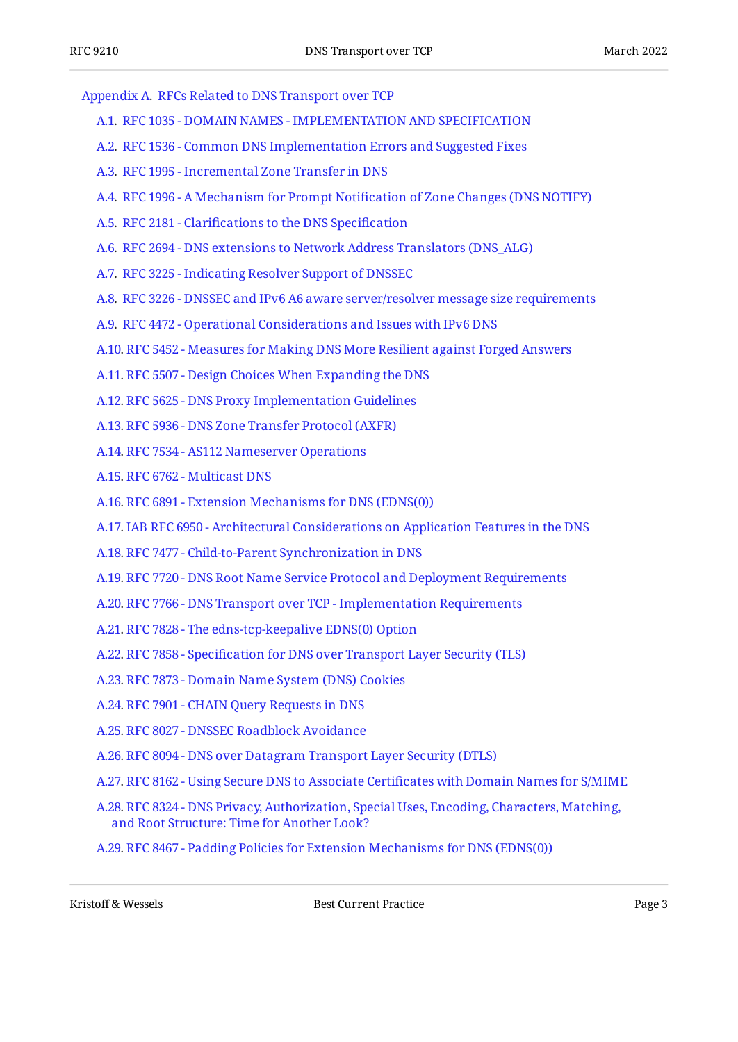- Appendix A.  RFCs Related to DNS Transport over TCP
  - A.1.  RFC 1035 - DOMAIN NAMES - IMPLEMENTATION AND SPECIFICATION
  - A.2.  RFC 1536 - Common DNS Implementation Errors and Suggested Fixes
  - A.3.  RFC 1995 - Incremental Zone Transfer in DNS
  - A.4.  RFC 1996 - A Mechanism for Prompt Notification of Zone Changes (DNS NOTIFY)
  - A.5.  RFC 2181 - Clarifications to the DNS Specification
  - A.6.  RFC 2694 - DNS extensions to Network Address Translators (DNS_ALG)
  - A.7.  RFC 3225 - Indicating Resolver Support of DNSSEC
  - A.8.  RFC 3226 - DNSSEC and IPv6 A6 aware server/resolver message size requirements
  - A.9.  RFC 4472 - Operational Considerations and Issues with IPv6 DNS
  - A.10. RFC 5452 - Measures for Making DNS More Resilient against Forged Answers
  - A.11. RFC 5507 - Design Choices When Expanding the DNS
  - A.12. RFC 5625 - DNS Proxy Implementation Guidelines
  - A.13. RFC 5936 - DNS Zone Transfer Protocol (AXFR)
  - A.14. RFC 7534 - AS112 Nameserver Operations
  - A.15. RFC 6762 - Multicast DNS
  - A.16. RFC 6891 - Extension Mechanisms for DNS (EDNS(0))
  - A.17. IAB RFC 6950 - Architectural Considerations on Application Features in the DNS
  - A.18. RFC 7477 - Child-to-Parent Synchronization in DNS
  - A.19. RFC 7720 - DNS Root Name Service Protocol and Deployment Requirements
  - A.20. RFC 7766 - DNS Transport over TCP - Implementation Requirements
  - A.21. RFC 7828 - The edns-tcp-keepalive EDNS(0) Option
  - A.22. RFC 7858 - Specification for DNS over Transport Layer Security (TLS)
  - A.23. RFC 7873 - Domain Name System (DNS) Cookies
  - A.24. RFC 7901 - CHAIN Query Requests in DNS
  - A.25. RFC 8027 - DNSSEC Roadblock Avoidance
  - A.26. RFC 8094 - DNS over Datagram Transport Layer Security (DTLS)
  - A.27. RFC 8162 - Using Secure DNS to Associate Certificates with Domain Names for S/MIME
  - A.28. RFC 8324 - DNS Privacy, Authorization, Special Uses, Encoding, Characters, Matching, and Root Structure: Time for Another Look?
  - A.29. RFC 8467 - Padding Policies for Extension Mechanisms for DNS (EDNS(0))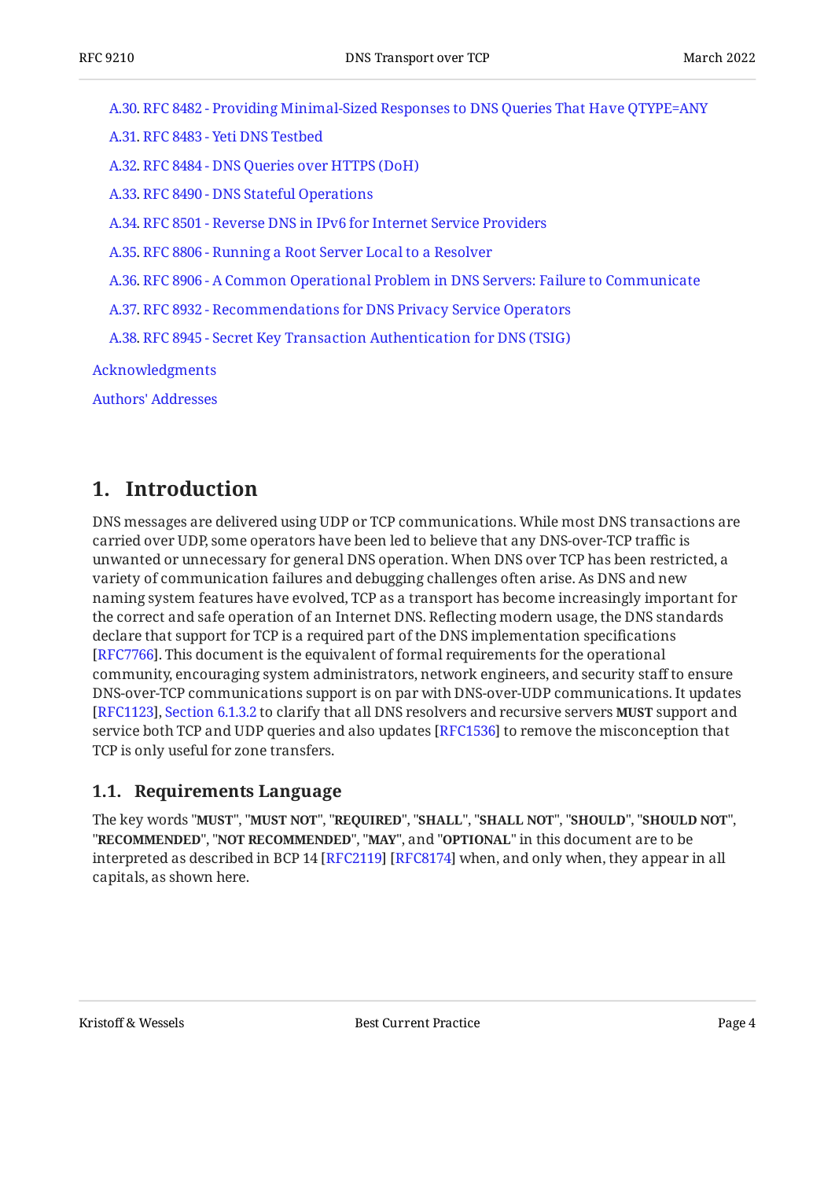A.30. RFC 8482 - Providing Minimal-Sized Responses to DNS Queries That Have QTYPE=ANY

A.31. RFC 8483 - Yeti DNS Testbed

A.32. RFC 8484 - DNS Queries over HTTPS (DoH)

A.33. RFC 8490 - DNS Stateful Operations

A.34. RFC 8501 - Reverse DNS in IPv6 for Internet Service Providers

A.35. RFC 8806 - Running a Root Server Local to a Resolver

A.36. RFC 8906 - A Common Operational Problem in DNS Servers: Failure to Communicate

A.37. RFC 8932 - Recommendations for DNS Privacy Service Operators

A.38. RFC 8945 - Secret Key Transaction Authentication for DNS (TSIG)

Acknowledgments

Authors' Addresses

# 1. Introduction

DNS messages are delivered using UDP or TCP communications. While most DNS transactions are carried over UDP, some operators have been led to believe that any DNS-over-TCP traffic is unwanted or unnecessary for general DNS operation. When DNS over TCP has been restricted, a variety of communication failures and debugging challenges often arise. As DNS and new naming system features have evolved, TCP as a transport has become increasingly important for the correct and safe operation of an Internet DNS. Reflecting modern usage, the DNS standards declare that support for TCP is a required part of the DNS implementation specifications [RFC7766]. This document is the equivalent of formal requirements for the operational community, encouraging system administrators, network engineers, and security staff to ensure DNS-over-TCP communications support is on par with DNS-over-UDP communications. It updates [RFC1123], Section 6.1.3.2 to clarify that all DNS resolvers and recursive servers **MUST** support and service both TCP and UDP queries and also updates [RFC1536] to remove the misconception that TCP is only useful for zone transfers.

## 1.1. Requirements Language

The key words "**MUST**", "**MUST NOT**", "**REQUIRED**", "**SHALL**", "**SHALL NOT**", "**SHOULD**", "**SHOULD NOT**", "**RECOMMENDED**", "**NOT RECOMMENDED**", "**MAY**", and "**OPTIONAL**" in this document are to be interpreted as described in BCP 14 [RFC2119] [RFC8174] when, and only when, they appear in all capitals, as shown here.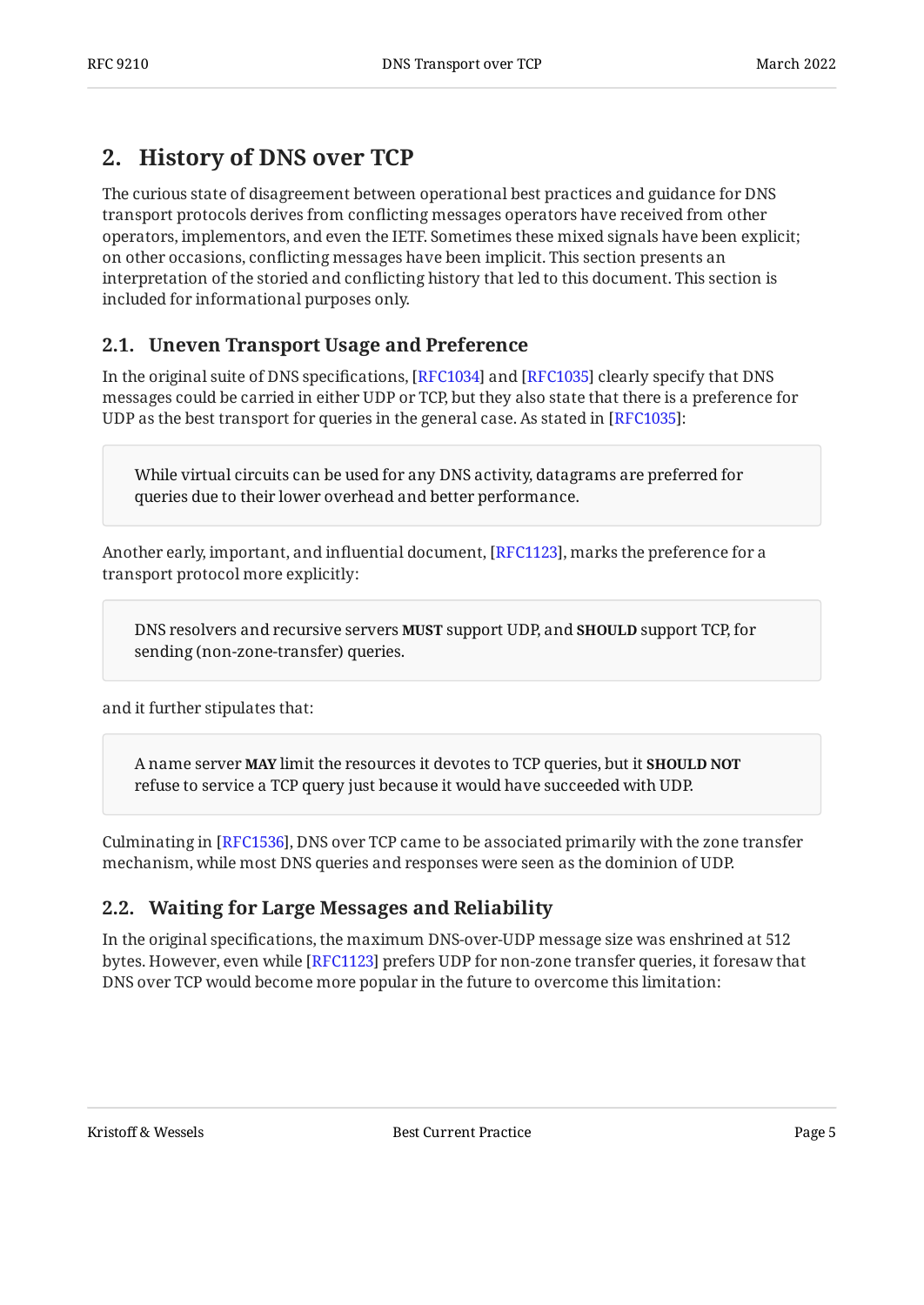## 2. History of DNS over TCP

The curious state of disagreement between operational best practices and guidance for DNS transport protocols derives from conflicting messages operators have received from other operators, implementors, and even the IETF. Sometimes these mixed signals have been explicit; on other occasions, conflicting messages have been implicit. This section presents an interpretation of the storied and conflicting history that led to this document. This section is included for informational purposes only.

### 2.1. Uneven Transport Usage and Preference

In the original suite of DNS specifications, [RFC1034] and [RFC1035] clearly specify that DNS messages could be carried in either UDP or TCP, but they also state that there is a preference for UDP as the best transport for queries in the general case. As stated in [RFC1035]:

> While virtual circuits can be used for any DNS activity, datagrams are preferred for queries due to their lower overhead and better performance.

Another early, important, and influential document, [RFC1123], marks the preference for a transport protocol more explicitly:

> DNS resolvers and recursive servers **MUST** support UDP, and **SHOULD** support TCP, for sending (non-zone-transfer) queries.

and it further stipulates that:

> A name server **MAY** limit the resources it devotes to TCP queries, but it **SHOULD NOT** refuse to service a TCP query just because it would have succeeded with UDP.

Culminating in [RFC1536], DNS over TCP came to be associated primarily with the zone transfer mechanism, while most DNS queries and responses were seen as the dominion of UDP.

### 2.2. Waiting for Large Messages and Reliability

In the original specifications, the maximum DNS-over-UDP message size was enshrined at 512 bytes. However, even while [RFC1123] prefers UDP for non-zone transfer queries, it foresaw that DNS over TCP would become more popular in the future to overcome this limitation: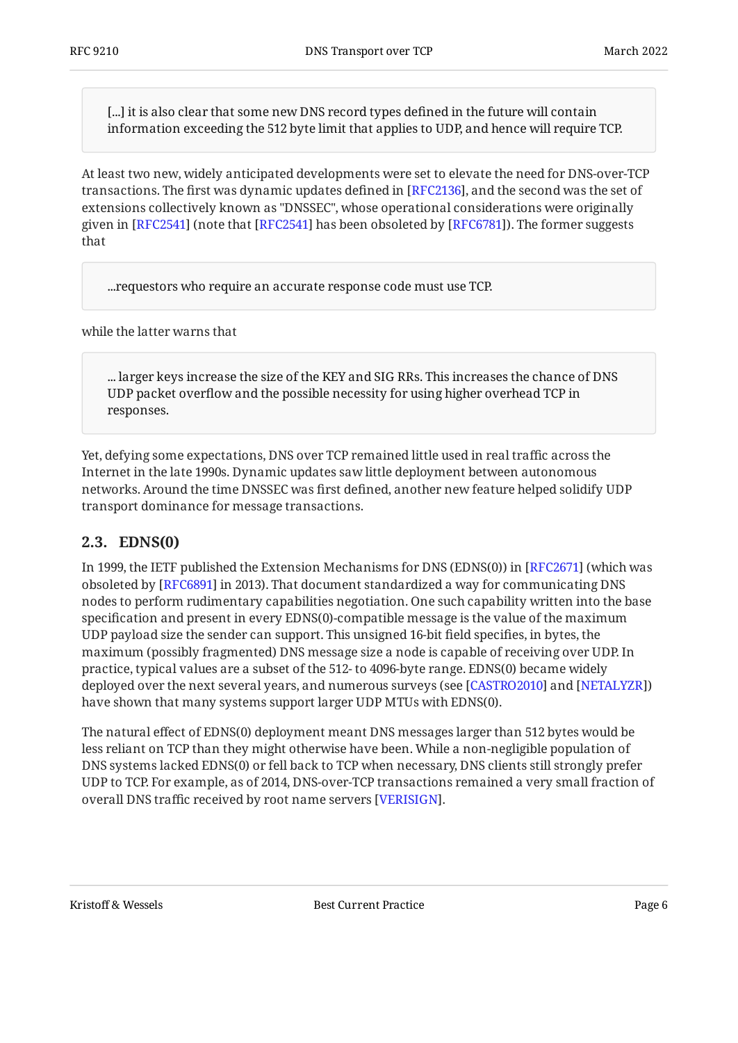> [...] it is also clear that some new DNS record types defined in the future will contain information exceeding the 512 byte limit that applies to UDP, and hence will require TCP.

At least two new, widely anticipated developments were set to elevate the need for DNS-over-TCP transactions. The first was dynamic updates defined in [RFC2136], and the second was the set of extensions collectively known as "DNSSEC", whose operational considerations were originally given in [RFC2541] (note that [RFC2541] has been obsoleted by [RFC6781]). The former suggests that

> ...requestors who require an accurate response code must use TCP.

while the latter warns that

> ... larger keys increase the size of the KEY and SIG RRs. This increases the chance of DNS UDP packet overflow and the possible necessity for using higher overhead TCP in responses.

Yet, defying some expectations, DNS over TCP remained little used in real traffic across the Internet in the late 1990s. Dynamic updates saw little deployment between autonomous networks. Around the time DNSSEC was first defined, another new feature helped solidify UDP transport dominance for message transactions.

## 2.3. EDNS(0)

In 1999, the IETF published the Extension Mechanisms for DNS (EDNS(0)) in [RFC2671] (which was obsoleted by [RFC6891] in 2013). That document standardized a way for communicating DNS nodes to perform rudimentary capabilities negotiation. One such capability written into the base specification and present in every EDNS(0)-compatible message is the value of the maximum UDP payload size the sender can support. This unsigned 16-bit field specifies, in bytes, the maximum (possibly fragmented) DNS message size a node is capable of receiving over UDP. In practice, typical values are a subset of the 512- to 4096-byte range. EDNS(0) became widely deployed over the next several years, and numerous surveys (see [CASTRO2010] and [NETALYZR]) have shown that many systems support larger UDP MTUs with EDNS(0).

The natural effect of EDNS(0) deployment meant DNS messages larger than 512 bytes would be less reliant on TCP than they might otherwise have been. While a non-negligible population of DNS systems lacked EDNS(0) or fell back to TCP when necessary, DNS clients still strongly prefer UDP to TCP. For example, as of 2014, DNS-over-TCP transactions remained a very small fraction of overall DNS traffic received by root name servers [VERISIGN].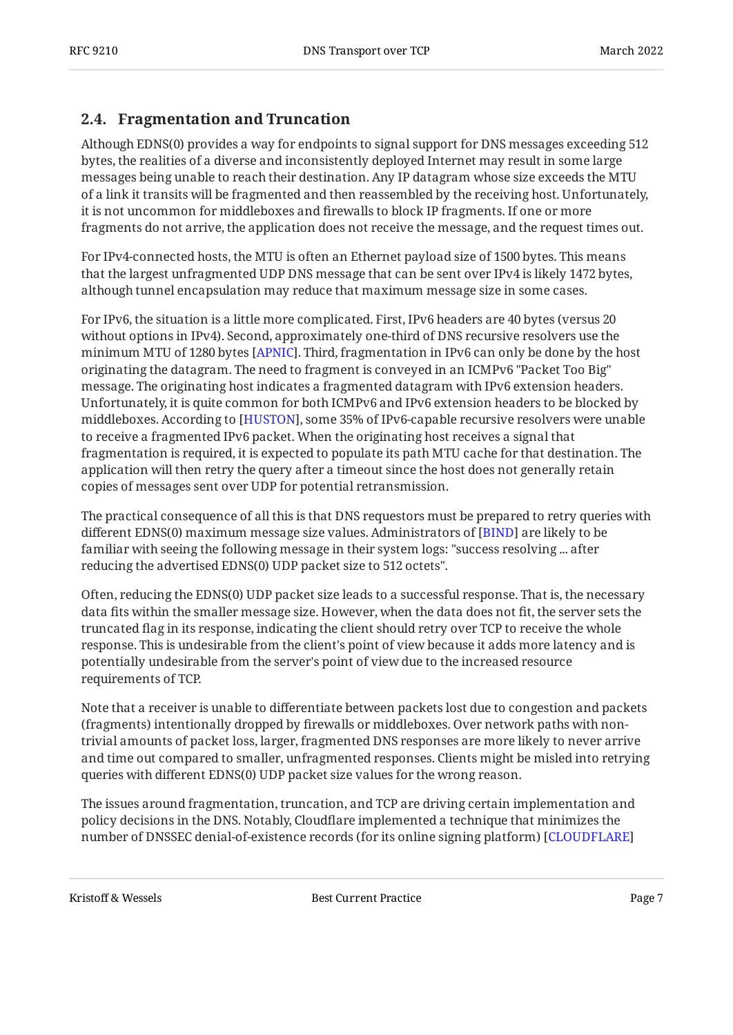### 2.4. Fragmentation and Truncation

Although EDNS(0) provides a way for endpoints to signal support for DNS messages exceeding 512 bytes, the realities of a diverse and inconsistently deployed Internet may result in some large messages being unable to reach their destination. Any IP datagram whose size exceeds the MTU of a link it transits will be fragmented and then reassembled by the receiving host. Unfortunately, it is not uncommon for middleboxes and firewalls to block IP fragments. If one or more fragments do not arrive, the application does not receive the message, and the request times out.

For IPv4-connected hosts, the MTU is often an Ethernet payload size of 1500 bytes. This means that the largest unfragmented UDP DNS message that can be sent over IPv4 is likely 1472 bytes, although tunnel encapsulation may reduce that maximum message size in some cases.

For IPv6, the situation is a little more complicated. First, IPv6 headers are 40 bytes (versus 20 without options in IPv4). Second, approximately one-third of DNS recursive resolvers use the minimum MTU of 1280 bytes [APNIC]. Third, fragmentation in IPv6 can only be done by the host originating the datagram. The need to fragment is conveyed in an ICMPv6 "Packet Too Big" message. The originating host indicates a fragmented datagram with IPv6 extension headers. Unfortunately, it is quite common for both ICMPv6 and IPv6 extension headers to be blocked by middleboxes. According to [HUSTON], some 35% of IPv6-capable recursive resolvers were unable to receive a fragmented IPv6 packet. When the originating host receives a signal that fragmentation is required, it is expected to populate its path MTU cache for that destination. The application will then retry the query after a timeout since the host does not generally retain copies of messages sent over UDP for potential retransmission.

The practical consequence of all this is that DNS requestors must be prepared to retry queries with different EDNS(0) maximum message size values. Administrators of [BIND] are likely to be familiar with seeing the following message in their system logs: "success resolving ... after reducing the advertised EDNS(0) UDP packet size to 512 octets".

Often, reducing the EDNS(0) UDP packet size leads to a successful response. That is, the necessary data fits within the smaller message size. However, when the data does not fit, the server sets the truncated flag in its response, indicating the client should retry over TCP to receive the whole response. This is undesirable from the client's point of view because it adds more latency and is potentially undesirable from the server's point of view due to the increased resource requirements of TCP.

Note that a receiver is unable to differentiate between packets lost due to congestion and packets (fragments) intentionally dropped by firewalls or middleboxes. Over network paths with non-trivial amounts of packet loss, larger, fragmented DNS responses are more likely to never arrive and time out compared to smaller, unfragmented responses. Clients might be misled into retrying queries with different EDNS(0) UDP packet size values for the wrong reason.

The issues around fragmentation, truncation, and TCP are driving certain implementation and policy decisions in the DNS. Notably, Cloudflare implemented a technique that minimizes the number of DNSSEC denial-of-existence records (for its online signing platform) [CLOUDFLARE]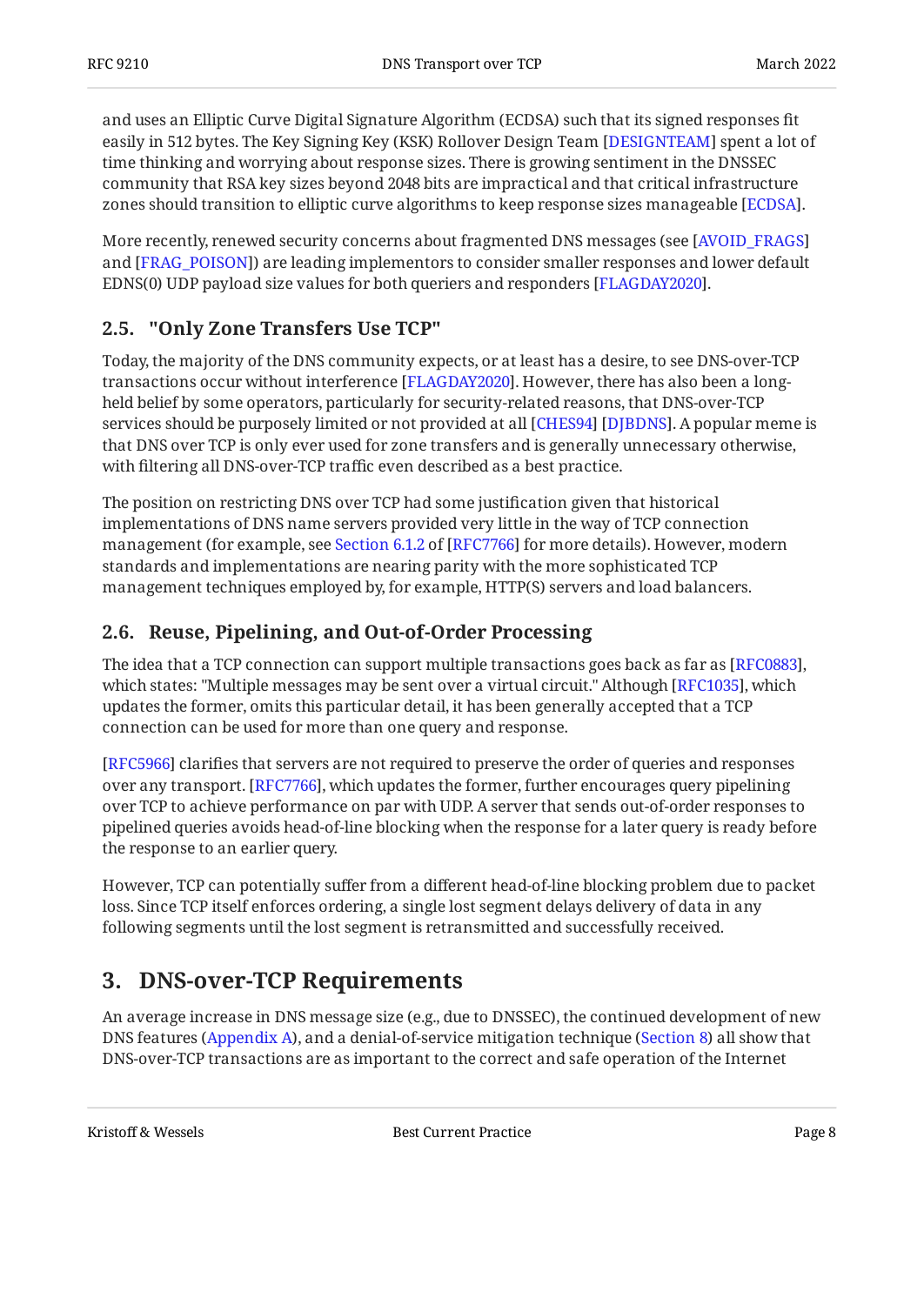and uses an Elliptic Curve Digital Signature Algorithm (ECDSA) such that its signed responses fit easily in 512 bytes. The Key Signing Key (KSK) Rollover Design Team [DESIGNTEAM] spent a lot of time thinking and worrying about response sizes. There is growing sentiment in the DNSSEC community that RSA key sizes beyond 2048 bits are impractical and that critical infrastructure zones should transition to elliptic curve algorithms to keep response sizes manageable [ECDSA].

More recently, renewed security concerns about fragmented DNS messages (see [AVOID_FRAGS] and [FRAG_POISON]) are leading implementors to consider smaller responses and lower default EDNS(0) UDP payload size values for both queriers and responders [FLAGDAY2020].

## 2.5. "Only Zone Transfers Use TCP"

Today, the majority of the DNS community expects, or at least has a desire, to see DNS-over-TCP transactions occur without interference [FLAGDAY2020]. However, there has also been a long-held belief by some operators, particularly for security-related reasons, that DNS-over-TCP services should be purposely limited or not provided at all [CHES94] [DJBDNS]. A popular meme is that DNS over TCP is only ever used for zone transfers and is generally unnecessary otherwise, with filtering all DNS-over-TCP traffic even described as a best practice.

The position on restricting DNS over TCP had some justification given that historical implementations of DNS name servers provided very little in the way of TCP connection management (for example, see Section 6.1.2 of [RFC7766] for more details). However, modern standards and implementations are nearing parity with the more sophisticated TCP management techniques employed by, for example, HTTP(S) servers and load balancers.

## 2.6. Reuse, Pipelining, and Out-of-Order Processing

The idea that a TCP connection can support multiple transactions goes back as far as [RFC0883], which states: "Multiple messages may be sent over a virtual circuit." Although [RFC1035], which updates the former, omits this particular detail, it has been generally accepted that a TCP connection can be used for more than one query and response.

[RFC5966] clarifies that servers are not required to preserve the order of queries and responses over any transport. [RFC7766], which updates the former, further encourages query pipelining over TCP to achieve performance on par with UDP. A server that sends out-of-order responses to pipelined queries avoids head-of-line blocking when the response for a later query is ready before the response to an earlier query.

However, TCP can potentially suffer from a different head-of-line blocking problem due to packet loss. Since TCP itself enforces ordering, a single lost segment delays delivery of data in any following segments until the lost segment is retransmitted and successfully received.

# 3. DNS-over-TCP Requirements

An average increase in DNS message size (e.g., due to DNSSEC), the continued development of new DNS features (Appendix A), and a denial-of-service mitigation technique (Section 8) all show that DNS-over-TCP transactions are as important to the correct and safe operation of the Internet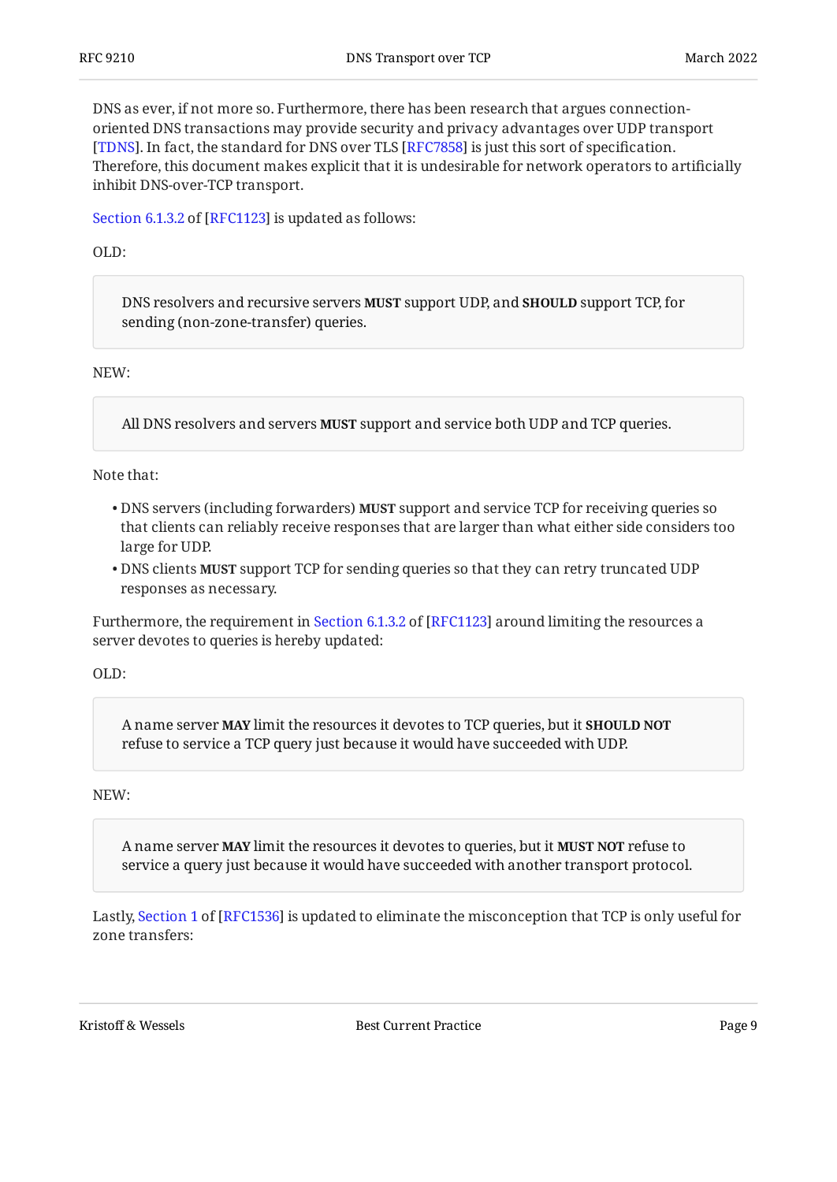DNS as ever, if not more so. Furthermore, there has been research that argues connection-oriented DNS transactions may provide security and privacy advantages over UDP transport [TDNS]. In fact, the standard for DNS over TLS [RFC7858] is just this sort of specification. Therefore, this document makes explicit that it is undesirable for network operators to artificially inhibit DNS-over-TCP transport.

Section 6.1.3.2 of [RFC1123] is updated as follows:

OLD:

> DNS resolvers and recursive servers **MUST** support UDP, and **SHOULD** support TCP, for sending (non-zone-transfer) queries.

NEW:

> All DNS resolvers and servers **MUST** support and service both UDP and TCP queries.

Note that:

- DNS servers (including forwarders) **MUST** support and service TCP for receiving queries so that clients can reliably receive responses that are larger than what either side considers too large for UDP.
- DNS clients **MUST** support TCP for sending queries so that they can retry truncated UDP responses as necessary.

Furthermore, the requirement in Section 6.1.3.2 of [RFC1123] around limiting the resources a server devotes to queries is hereby updated:

OLD:

> A name server **MAY** limit the resources it devotes to TCP queries, but it **SHOULD NOT** refuse to service a TCP query just because it would have succeeded with UDP.

NEW:

> A name server **MAY** limit the resources it devotes to queries, but it **MUST NOT** refuse to service a query just because it would have succeeded with another transport protocol.

Lastly, Section 1 of [RFC1536] is updated to eliminate the misconception that TCP is only useful for zone transfers: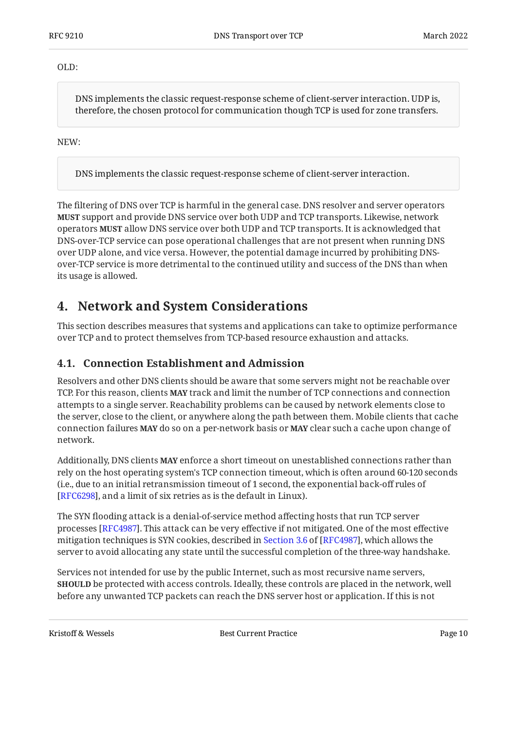OLD:

> DNS implements the classic request-response scheme of client-server interaction. UDP is, therefore, the chosen protocol for communication though TCP is used for zone transfers.

NEW:

> DNS implements the classic request-response scheme of client-server interaction.

The filtering of DNS over TCP is harmful in the general case. DNS resolver and server operators **MUST** support and provide DNS service over both UDP and TCP transports. Likewise, network operators **MUST** allow DNS service over both UDP and TCP transports. It is acknowledged that DNS-over-TCP service can pose operational challenges that are not present when running DNS over UDP alone, and vice versa. However, the potential damage incurred by prohibiting DNS-over-TCP service is more detrimental to the continued utility and success of the DNS than when its usage is allowed.

## 4. Network and System Considerations

This section describes measures that systems and applications can take to optimize performance over TCP and to protect themselves from TCP-based resource exhaustion and attacks.

### 4.1. Connection Establishment and Admission

Resolvers and other DNS clients should be aware that some servers might not be reachable over TCP. For this reason, clients **MAY** track and limit the number of TCP connections and connection attempts to a single server. Reachability problems can be caused by network elements close to the server, close to the client, or anywhere along the path between them. Mobile clients that cache connection failures **MAY** do so on a per-network basis or **MAY** clear such a cache upon change of network.

Additionally, DNS clients **MAY** enforce a short timeout on unestablished connections rather than rely on the host operating system's TCP connection timeout, which is often around 60-120 seconds (i.e., due to an initial retransmission timeout of 1 second, the exponential back-off rules of [RFC6298], and a limit of six retries as is the default in Linux).

The SYN flooding attack is a denial-of-service method affecting hosts that run TCP server processes [RFC4987]. This attack can be very effective if not mitigated. One of the most effective mitigation techniques is SYN cookies, described in Section 3.6 of [RFC4987], which allows the server to avoid allocating any state until the successful completion of the three-way handshake.

Services not intended for use by the public Internet, such as most recursive name servers, **SHOULD** be protected with access controls. Ideally, these controls are placed in the network, well before any unwanted TCP packets can reach the DNS server host or application. If this is not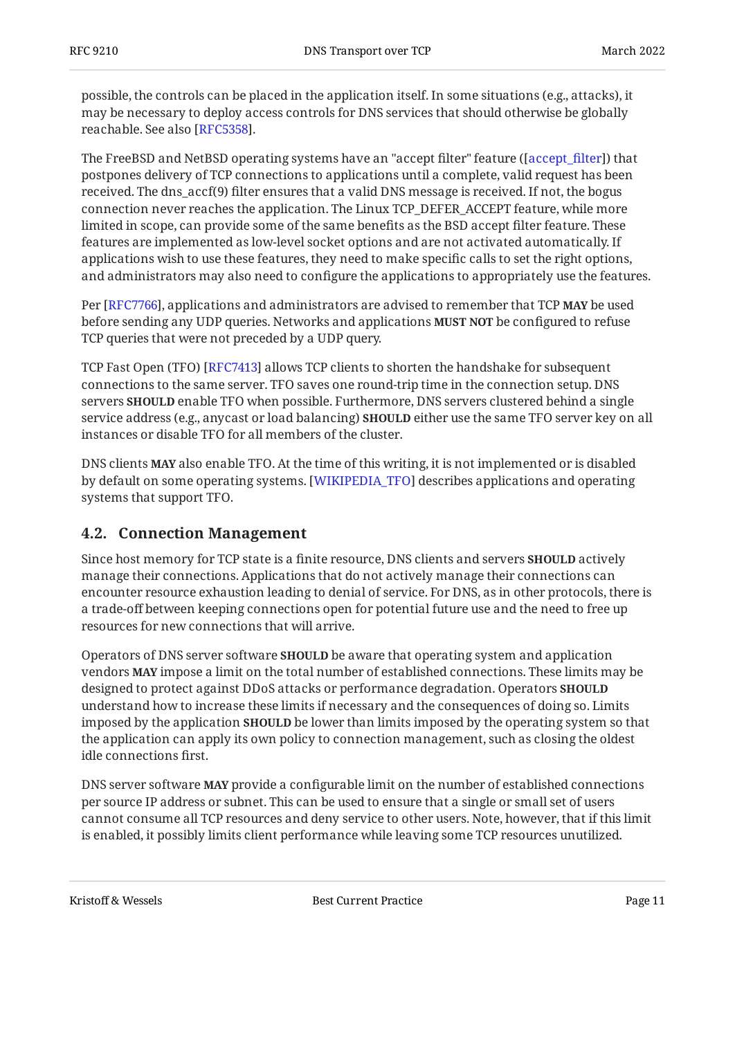possible, the controls can be placed in the application itself. In some situations (e.g., attacks), it may be necessary to deploy access controls for DNS services that should otherwise be globally reachable. See also [RFC5358].

The FreeBSD and NetBSD operating systems have an "accept filter" feature ([accept_filter]) that postpones delivery of TCP connections to applications until a complete, valid request has been received. The dns_accf(9) filter ensures that a valid DNS message is received. If not, the bogus connection never reaches the application. The Linux TCP_DEFER_ACCEPT feature, while more limited in scope, can provide some of the same benefits as the BSD accept filter feature. These features are implemented as low-level socket options and are not activated automatically. If applications wish to use these features, they need to make specific calls to set the right options, and administrators may also need to configure the applications to appropriately use the features.

Per [RFC7766], applications and administrators are advised to remember that TCP **MAY** be used before sending any UDP queries. Networks and applications **MUST NOT** be configured to refuse TCP queries that were not preceded by a UDP query.

TCP Fast Open (TFO) [RFC7413] allows TCP clients to shorten the handshake for subsequent connections to the same server. TFO saves one round-trip time in the connection setup. DNS servers **SHOULD** enable TFO when possible. Furthermore, DNS servers clustered behind a single service address (e.g., anycast or load balancing) **SHOULD** either use the same TFO server key on all instances or disable TFO for all members of the cluster.

DNS clients **MAY** also enable TFO. At the time of this writing, it is not implemented or is disabled by default on some operating systems. [WIKIPEDIA_TFO] describes applications and operating systems that support TFO.

## 4.2. Connection Management

Since host memory for TCP state is a finite resource, DNS clients and servers **SHOULD** actively manage their connections. Applications that do not actively manage their connections can encounter resource exhaustion leading to denial of service. For DNS, as in other protocols, there is a trade-off between keeping connections open for potential future use and the need to free up resources for new connections that will arrive.

Operators of DNS server software **SHOULD** be aware that operating system and application vendors **MAY** impose a limit on the total number of established connections. These limits may be designed to protect against DDoS attacks or performance degradation. Operators **SHOULD** understand how to increase these limits if necessary and the consequences of doing so. Limits imposed by the application **SHOULD** be lower than limits imposed by the operating system so that the application can apply its own policy to connection management, such as closing the oldest idle connections first.

DNS server software **MAY** provide a configurable limit on the number of established connections per source IP address or subnet. This can be used to ensure that a single or small set of users cannot consume all TCP resources and deny service to other users. Note, however, that if this limit is enabled, it possibly limits client performance while leaving some TCP resources unutilized.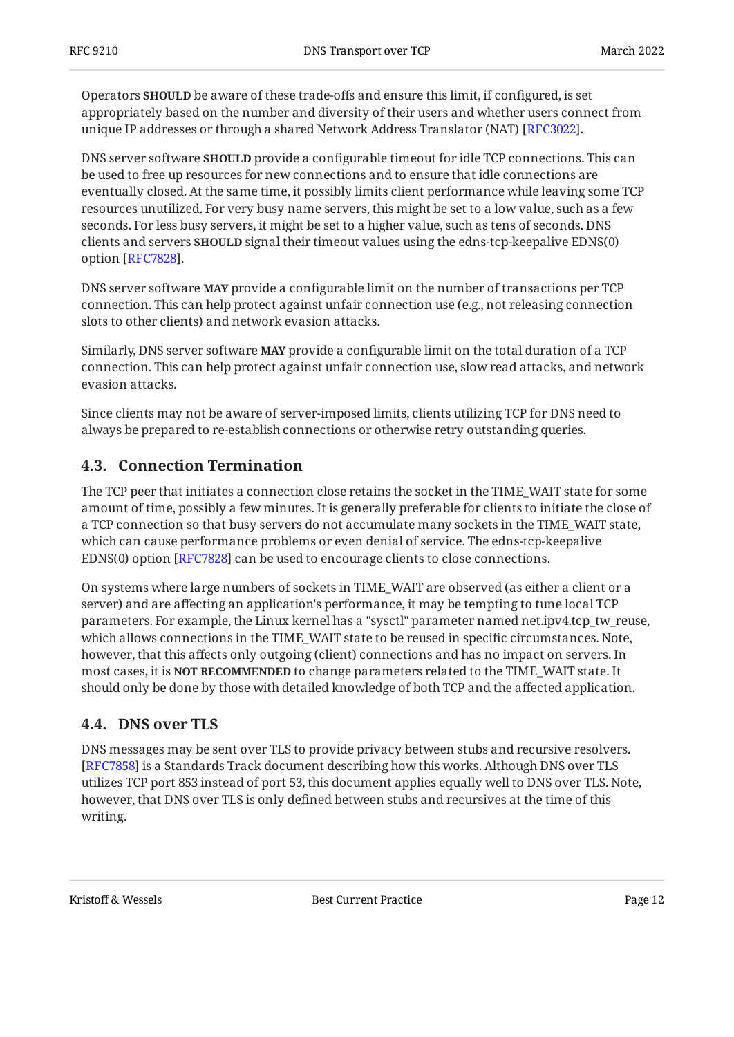Operators **SHOULD** be aware of these trade-offs and ensure this limit, if configured, is set appropriately based on the number and diversity of their users and whether users connect from unique IP addresses or through a shared Network Address Translator (NAT) [RFC3022].

DNS server software **SHOULD** provide a configurable timeout for idle TCP connections. This can be used to free up resources for new connections and to ensure that idle connections are eventually closed. At the same time, it possibly limits client performance while leaving some TCP resources unutilized. For very busy name servers, this might be set to a low value, such as a few seconds. For less busy servers, it might be set to a higher value, such as tens of seconds. DNS clients and servers **SHOULD** signal their timeout values using the edns-tcp-keepalive EDNS(0) option [RFC7828].

DNS server software **MAY** provide a configurable limit on the number of transactions per TCP connection. This can help protect against unfair connection use (e.g., not releasing connection slots to other clients) and network evasion attacks.

Similarly, DNS server software **MAY** provide a configurable limit on the total duration of a TCP connection. This can help protect against unfair connection use, slow read attacks, and network evasion attacks.

Since clients may not be aware of server-imposed limits, clients utilizing TCP for DNS need to always be prepared to re-establish connections or otherwise retry outstanding queries.

### 4.3. Connection Termination

The TCP peer that initiates a connection close retains the socket in the TIME_WAIT state for some amount of time, possibly a few minutes. It is generally preferable for clients to initiate the close of a TCP connection so that busy servers do not accumulate many sockets in the TIME_WAIT state, which can cause performance problems or even denial of service. The edns-tcp-keepalive EDNS(0) option [RFC7828] can be used to encourage clients to close connections.

On systems where large numbers of sockets in TIME_WAIT are observed (as either a client or a server) and are affecting an application's performance, it may be tempting to tune local TCP parameters. For example, the Linux kernel has a "sysctl" parameter named net.ipv4.tcp_tw_reuse, which allows connections in the TIME_WAIT state to be reused in specific circumstances. Note, however, that this affects only outgoing (client) connections and has no impact on servers. In most cases, it is **NOT RECOMMENDED** to change parameters related to the TIME_WAIT state. It should only be done by those with detailed knowledge of both TCP and the affected application.

### 4.4. DNS over TLS

DNS messages may be sent over TLS to provide privacy between stubs and recursive resolvers. [RFC7858] is a Standards Track document describing how this works. Although DNS over TLS utilizes TCP port 853 instead of port 53, this document applies equally well to DNS over TLS. Note, however, that DNS over TLS is only defined between stubs and recursives at the time of this writing.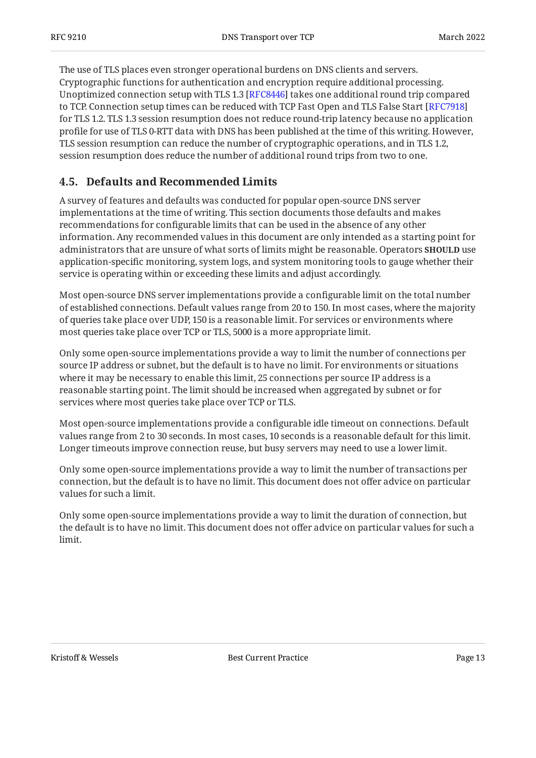The use of TLS places even stronger operational burdens on DNS clients and servers. Cryptographic functions for authentication and encryption require additional processing. Unoptimized connection setup with TLS 1.3 [RFC8446] takes one additional round trip compared to TCP. Connection setup times can be reduced with TCP Fast Open and TLS False Start [RFC7918] for TLS 1.2. TLS 1.3 session resumption does not reduce round-trip latency because no application profile for use of TLS 0-RTT data with DNS has been published at the time of this writing. However, TLS session resumption can reduce the number of cryptographic operations, and in TLS 1.2, session resumption does reduce the number of additional round trips from two to one.

## 4.5. Defaults and Recommended Limits

A survey of features and defaults was conducted for popular open-source DNS server implementations at the time of writing. This section documents those defaults and makes recommendations for configurable limits that can be used in the absence of any other information. Any recommended values in this document are only intended as a starting point for administrators that are unsure of what sorts of limits might be reasonable. Operators **SHOULD** use application-specific monitoring, system logs, and system monitoring tools to gauge whether their service is operating within or exceeding these limits and adjust accordingly.

Most open-source DNS server implementations provide a configurable limit on the total number of established connections. Default values range from 20 to 150. In most cases, where the majority of queries take place over UDP, 150 is a reasonable limit. For services or environments where most queries take place over TCP or TLS, 5000 is a more appropriate limit.

Only some open-source implementations provide a way to limit the number of connections per source IP address or subnet, but the default is to have no limit. For environments or situations where it may be necessary to enable this limit, 25 connections per source IP address is a reasonable starting point. The limit should be increased when aggregated by subnet or for services where most queries take place over TCP or TLS.

Most open-source implementations provide a configurable idle timeout on connections. Default values range from 2 to 30 seconds. In most cases, 10 seconds is a reasonable default for this limit. Longer timeouts improve connection reuse, but busy servers may need to use a lower limit.

Only some open-source implementations provide a way to limit the number of transactions per connection, but the default is to have no limit. This document does not offer advice on particular values for such a limit.

Only some open-source implementations provide a way to limit the duration of connection, but the default is to have no limit. This document does not offer advice on particular values for such a limit.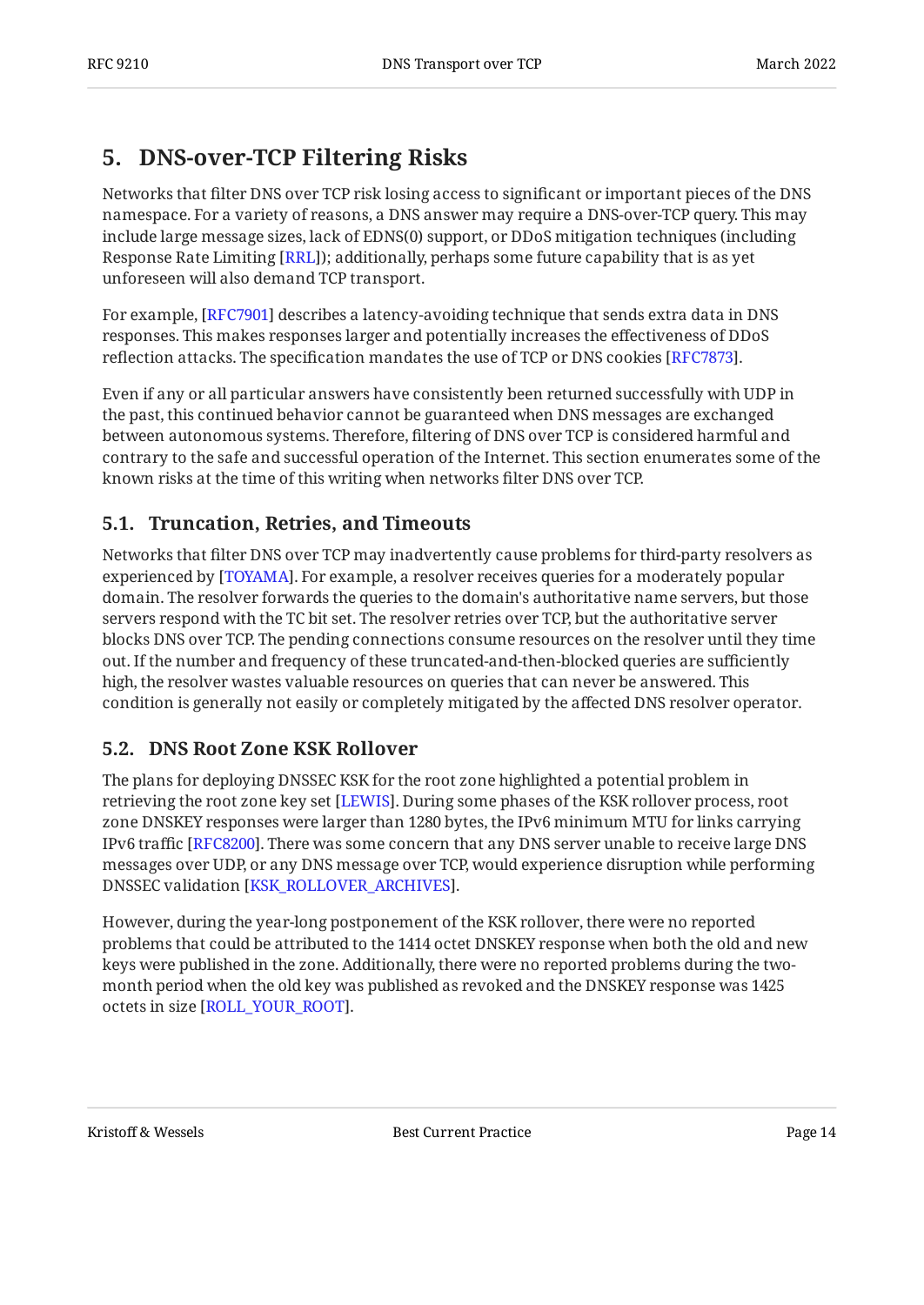## 5. DNS-over-TCP Filtering Risks

Networks that filter DNS over TCP risk losing access to significant or important pieces of the DNS namespace. For a variety of reasons, a DNS answer may require a DNS-over-TCP query. This may include large message sizes, lack of EDNS(0) support, or DDoS mitigation techniques (including Response Rate Limiting [RRL]); additionally, perhaps some future capability that is as yet unforeseen will also demand TCP transport.

For example, [RFC7901] describes a latency-avoiding technique that sends extra data in DNS responses. This makes responses larger and potentially increases the effectiveness of DDoS reflection attacks. The specification mandates the use of TCP or DNS cookies [RFC7873].

Even if any or all particular answers have consistently been returned successfully with UDP in the past, this continued behavior cannot be guaranteed when DNS messages are exchanged between autonomous systems. Therefore, filtering of DNS over TCP is considered harmful and contrary to the safe and successful operation of the Internet. This section enumerates some of the known risks at the time of this writing when networks filter DNS over TCP.

### 5.1. Truncation, Retries, and Timeouts

Networks that filter DNS over TCP may inadvertently cause problems for third-party resolvers as experienced by [TOYAMA]. For example, a resolver receives queries for a moderately popular domain. The resolver forwards the queries to the domain's authoritative name servers, but those servers respond with the TC bit set. The resolver retries over TCP, but the authoritative server blocks DNS over TCP. The pending connections consume resources on the resolver until they time out. If the number and frequency of these truncated-and-then-blocked queries are sufficiently high, the resolver wastes valuable resources on queries that can never be answered. This condition is generally not easily or completely mitigated by the affected DNS resolver operator.

### 5.2. DNS Root Zone KSK Rollover

The plans for deploying DNSSEC KSK for the root zone highlighted a potential problem in retrieving the root zone key set [LEWIS]. During some phases of the KSK rollover process, root zone DNSKEY responses were larger than 1280 bytes, the IPv6 minimum MTU for links carrying IPv6 traffic [RFC8200]. There was some concern that any DNS server unable to receive large DNS messages over UDP, or any DNS message over TCP, would experience disruption while performing DNSSEC validation [KSK_ROLLOVER_ARCHIVES].

However, during the year-long postponement of the KSK rollover, there were no reported problems that could be attributed to the 1414 octet DNSKEY response when both the old and new keys were published in the zone. Additionally, there were no reported problems during the two-month period when the old key was published as revoked and the DNSKEY response was 1425 octets in size [ROLL_YOUR_ROOT].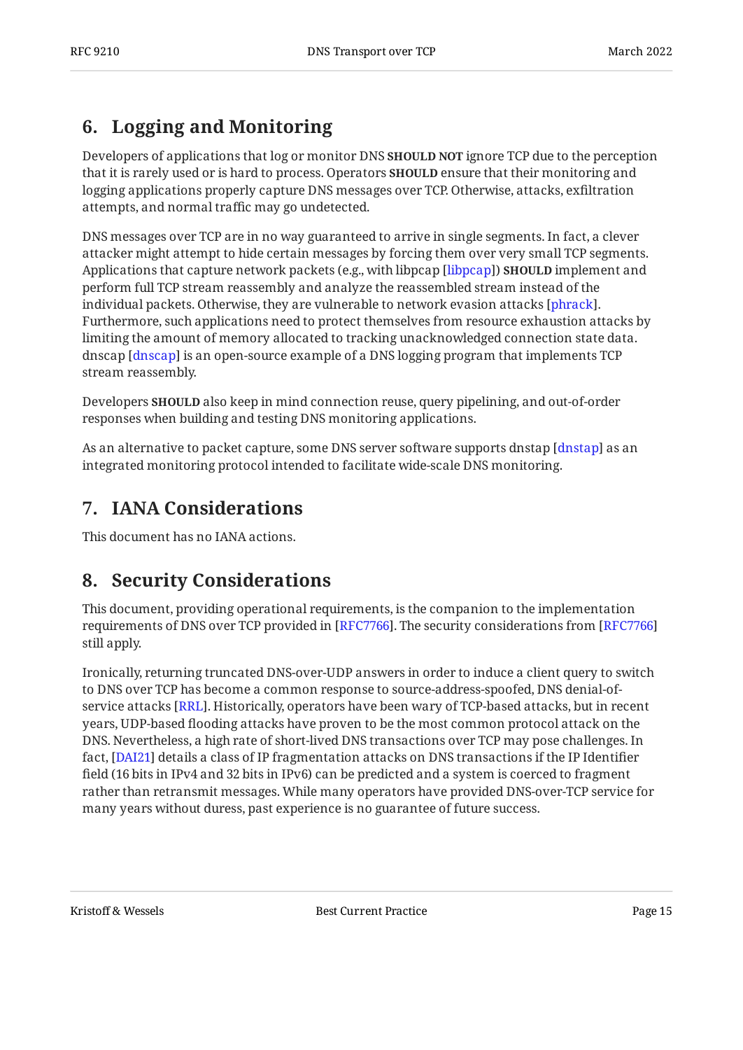## 6. Logging and Monitoring

Developers of applications that log or monitor DNS **SHOULD NOT** ignore TCP due to the perception that it is rarely used or is hard to process. Operators **SHOULD** ensure that their monitoring and logging applications properly capture DNS messages over TCP. Otherwise, attacks, exfiltration attempts, and normal traffic may go undetected.

DNS messages over TCP are in no way guaranteed to arrive in single segments. In fact, a clever attacker might attempt to hide certain messages by forcing them over very small TCP segments. Applications that capture network packets (e.g., with libpcap [libpcap]) **SHOULD** implement and perform full TCP stream reassembly and analyze the reassembled stream instead of the individual packets. Otherwise, they are vulnerable to network evasion attacks [phrack]. Furthermore, such applications need to protect themselves from resource exhaustion attacks by limiting the amount of memory allocated to tracking unacknowledged connection state data. dnscap [dnscap] is an open-source example of a DNS logging program that implements TCP stream reassembly.

Developers **SHOULD** also keep in mind connection reuse, query pipelining, and out-of-order responses when building and testing DNS monitoring applications.

As an alternative to packet capture, some DNS server software supports dnstap [dnstap] as an integrated monitoring protocol intended to facilitate wide-scale DNS monitoring.

## 7. IANA Considerations

This document has no IANA actions.

## 8. Security Considerations

This document, providing operational requirements, is the companion to the implementation requirements of DNS over TCP provided in [RFC7766]. The security considerations from [RFC7766] still apply.

Ironically, returning truncated DNS-over-UDP answers in order to induce a client query to switch to DNS over TCP has become a common response to source-address-spoofed, DNS denial-of-service attacks [RRL]. Historically, operators have been wary of TCP-based attacks, but in recent years, UDP-based flooding attacks have proven to be the most common protocol attack on the DNS. Nevertheless, a high rate of short-lived DNS transactions over TCP may pose challenges. In fact, [DAI21] details a class of IP fragmentation attacks on DNS transactions if the IP Identifier field (16 bits in IPv4 and 32 bits in IPv6) can be predicted and a system is coerced to fragment rather than retransmit messages. While many operators have provided DNS-over-TCP service for many years without duress, past experience is no guarantee of future success.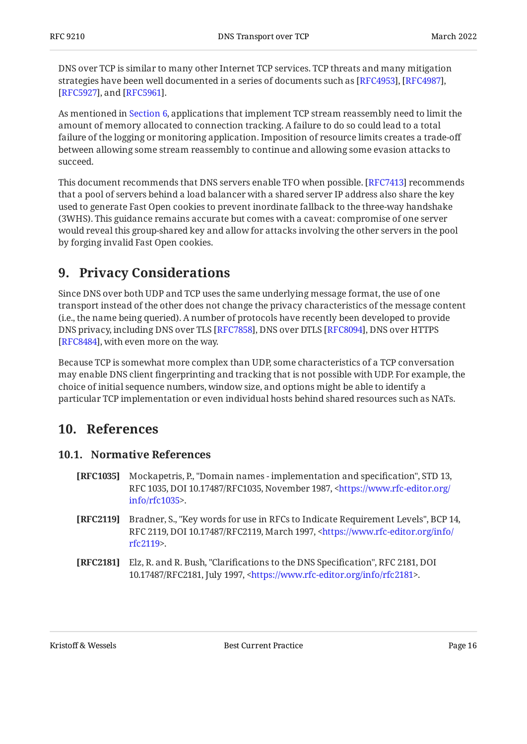DNS over TCP is similar to many other Internet TCP services. TCP threats and many mitigation strategies have been well documented in a series of documents such as [RFC4953], [RFC4987], [RFC5927], and [RFC5961].

As mentioned in Section 6, applications that implement TCP stream reassembly need to limit the amount of memory allocated to connection tracking. A failure to do so could lead to a total failure of the logging or monitoring application. Imposition of resource limits creates a trade-off between allowing some stream reassembly to continue and allowing some evasion attacks to succeed.

This document recommends that DNS servers enable TFO when possible. [RFC7413] recommends that a pool of servers behind a load balancer with a shared server IP address also share the key used to generate Fast Open cookies to prevent inordinate fallback to the three-way handshake (3WHS). This guidance remains accurate but comes with a caveat: compromise of one server would reveal this group-shared key and allow for attacks involving the other servers in the pool by forging invalid Fast Open cookies.

## 9. Privacy Considerations

Since DNS over both UDP and TCP uses the same underlying message format, the use of one transport instead of the other does not change the privacy characteristics of the message content (i.e., the name being queried). A number of protocols have recently been developed to provide DNS privacy, including DNS over TLS [RFC7858], DNS over DTLS [RFC8094], DNS over HTTPS [RFC8484], with even more on the way.

Because TCP is somewhat more complex than UDP, some characteristics of a TCP conversation may enable DNS client fingerprinting and tracking that is not possible with UDP. For example, the choice of initial sequence numbers, window size, and options might be able to identify a particular TCP implementation or even individual hosts behind shared resources such as NATs.

## 10. References

### 10.1. Normative References

**[RFC1035]** Mockapetris, P., "Domain names - implementation and specification", STD 13, RFC 1035, DOI 10.17487/RFC1035, November 1987, <https://www.rfc-editor.org/info/rfc1035>.

**[RFC2119]** Bradner, S., "Key words for use in RFCs to Indicate Requirement Levels", BCP 14, RFC 2119, DOI 10.17487/RFC2119, March 1997, <https://www.rfc-editor.org/info/rfc2119>.

**[RFC2181]** Elz, R. and R. Bush, "Clarifications to the DNS Specification", RFC 2181, DOI 10.17487/RFC2181, July 1997, <https://www.rfc-editor.org/info/rfc2181>.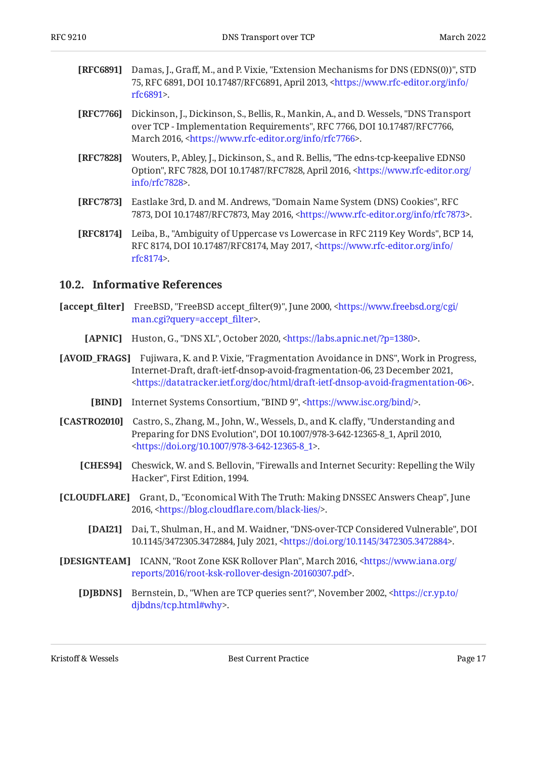**[RFC6891]** Damas, J., Graff, M., and P. Vixie, "Extension Mechanisms for DNS (EDNS(0))", STD 75, RFC 6891, DOI 10.17487/RFC6891, April 2013, <https://www.rfc-editor.org/info/rfc6891>.

**[RFC7766]** Dickinson, J., Dickinson, S., Bellis, R., Mankin, A., and D. Wessels, "DNS Transport over TCP - Implementation Requirements", RFC 7766, DOI 10.17487/RFC7766, March 2016, <https://www.rfc-editor.org/info/rfc7766>.

**[RFC7828]** Wouters, P., Abley, J., Dickinson, S., and R. Bellis, "The edns-tcp-keepalive EDNS0 Option", RFC 7828, DOI 10.17487/RFC7828, April 2016, <https://www.rfc-editor.org/info/rfc7828>.

**[RFC7873]** Eastlake 3rd, D. and M. Andrews, "Domain Name System (DNS) Cookies", RFC 7873, DOI 10.17487/RFC7873, May 2016, <https://www.rfc-editor.org/info/rfc7873>.

**[RFC8174]** Leiba, B., "Ambiguity of Uppercase vs Lowercase in RFC 2119 Key Words", BCP 14, RFC 8174, DOI 10.17487/RFC8174, May 2017, <https://www.rfc-editor.org/info/rfc8174>.

## 10.2. Informative References

**[accept_filter]** FreeBSD, "FreeBSD accept_filter(9)", June 2000, <https://www.freebsd.org/cgi/man.cgi?query=accept_filter>.

**[APNIC]** Huston, G., "DNS XL", October 2020, <https://labs.apnic.net/?p=1380>.

**[AVOID_FRAGS]** Fujiwara, K. and P. Vixie, "Fragmentation Avoidance in DNS", Work in Progress, Internet-Draft, draft-ietf-dnsop-avoid-fragmentation-06, 23 December 2021, <https://datatracker.ietf.org/doc/html/draft-ietf-dnsop-avoid-fragmentation-06>.

**[BIND]** Internet Systems Consortium, "BIND 9", <https://www.isc.org/bind/>.

**[CASTRO2010]** Castro, S., Zhang, M., John, W., Wessels, D., and K. claffy, "Understanding and Preparing for DNS Evolution", DOI 10.1007/978-3-642-12365-8_1, April 2010, <https://doi.org/10.1007/978-3-642-12365-8_1>.

**[CHES94]** Cheswick, W. and S. Bellovin, "Firewalls and Internet Security: Repelling the Wily Hacker", First Edition, 1994.

**[CLOUDFLARE]** Grant, D., "Economical With The Truth: Making DNSSEC Answers Cheap", June 2016, <https://blog.cloudflare.com/black-lies/>.

**[DAI21]** Dai, T., Shulman, H., and M. Waidner, "DNS-over-TCP Considered Vulnerable", DOI 10.1145/3472305.3472884, July 2021, <https://doi.org/10.1145/3472305.3472884>.

**[DESIGNTEAM]** ICANN, "Root Zone KSK Rollover Plan", March 2016, <https://www.iana.org/reports/2016/root-ksk-rollover-design-20160307.pdf>.

**[DJBDNS]** Bernstein, D., "When are TCP queries sent?", November 2002, <https://cr.yp.to/djbdns/tcp.html#why>.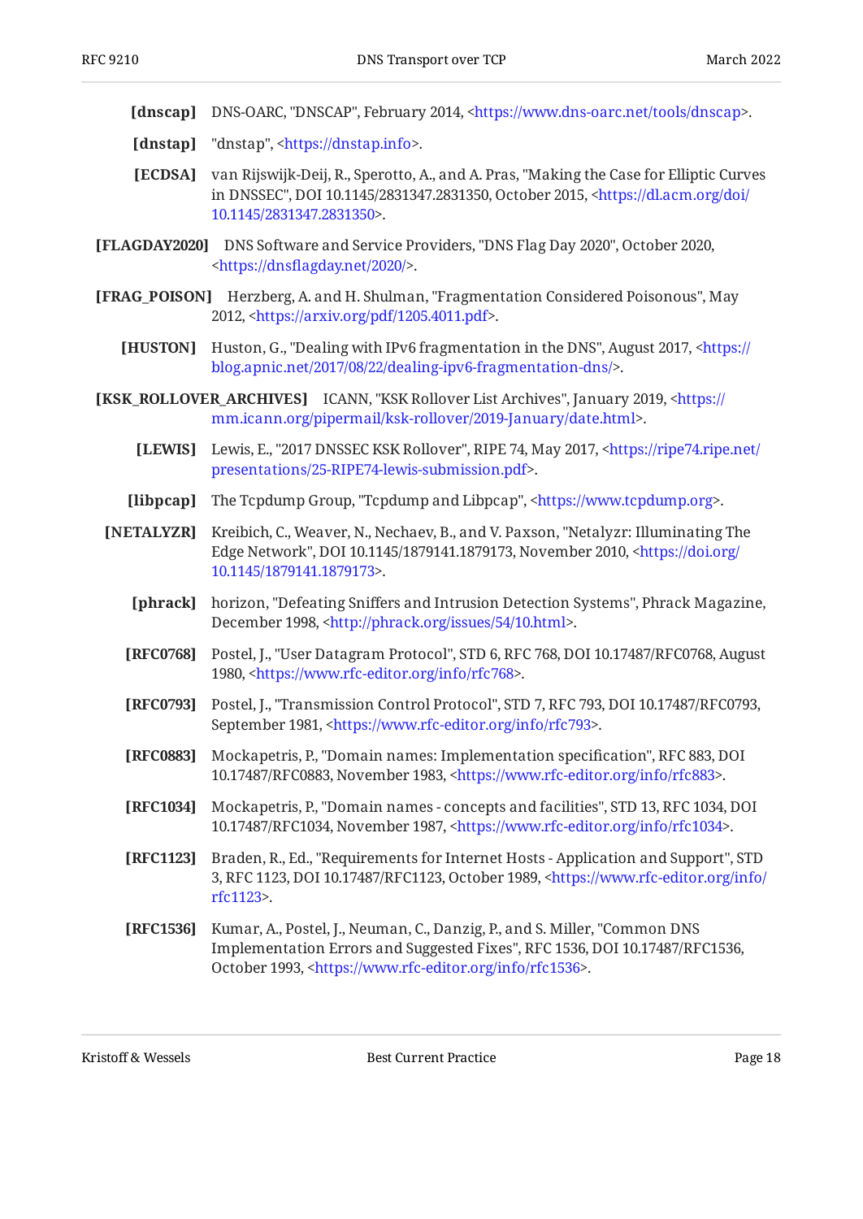**[dnscap]** DNS-OARC, "DNSCAP", February 2014, <https://www.dns-oarc.net/tools/dnscap>.

**[dnstap]** "dnstap", <https://dnstap.info>.

**[ECDSA]** van Rijswijk-Deij, R., Sperotto, A., and A. Pras, "Making the Case for Elliptic Curves in DNSSEC", DOI 10.1145/2831347.2831350, October 2015, <https://dl.acm.org/doi/10.1145/2831347.2831350>.

**[FLAGDAY2020]** DNS Software and Service Providers, "DNS Flag Day 2020", October 2020, <https://dnsflagday.net/2020/>.

**[FRAG_POISON]** Herzberg, A. and H. Shulman, "Fragmentation Considered Poisonous", May 2012, <https://arxiv.org/pdf/1205.4011.pdf>.

**[HUSTON]** Huston, G., "Dealing with IPv6 fragmentation in the DNS", August 2017, <https://blog.apnic.net/2017/08/22/dealing-ipv6-fragmentation-dns/>.

**[KSK_ROLLOVER_ARCHIVES]** ICANN, "KSK Rollover List Archives", January 2019, <https://mm.icann.org/pipermail/ksk-rollover/2019-January/date.html>.

**[LEWIS]** Lewis, E., "2017 DNSSEC KSK Rollover", RIPE 74, May 2017, <https://ripe74.ripe.net/presentations/25-RIPE74-lewis-submission.pdf>.

**[libpcap]** The Tcpdump Group, "Tcpdump and Libpcap", <https://www.tcpdump.org>.

**[NETALYZR]** Kreibich, C., Weaver, N., Nechaev, B., and V. Paxson, "Netalyzr: Illuminating The Edge Network", DOI 10.1145/1879141.1879173, November 2010, <https://doi.org/10.1145/1879141.1879173>.

**[phrack]** horizon, "Defeating Sniffers and Intrusion Detection Systems", Phrack Magazine, December 1998, <http://phrack.org/issues/54/10.html>.

**[RFC0768]** Postel, J., "User Datagram Protocol", STD 6, RFC 768, DOI 10.17487/RFC0768, August 1980, <https://www.rfc-editor.org/info/rfc768>.

**[RFC0793]** Postel, J., "Transmission Control Protocol", STD 7, RFC 793, DOI 10.17487/RFC0793, September 1981, <https://www.rfc-editor.org/info/rfc793>.

**[RFC0883]** Mockapetris, P., "Domain names: Implementation specification", RFC 883, DOI 10.17487/RFC0883, November 1983, <https://www.rfc-editor.org/info/rfc883>.

**[RFC1034]** Mockapetris, P., "Domain names - concepts and facilities", STD 13, RFC 1034, DOI 10.17487/RFC1034, November 1987, <https://www.rfc-editor.org/info/rfc1034>.

**[RFC1123]** Braden, R., Ed., "Requirements for Internet Hosts - Application and Support", STD 3, RFC 1123, DOI 10.17487/RFC1123, October 1989, <https://www.rfc-editor.org/info/rfc1123>.

**[RFC1536]** Kumar, A., Postel, J., Neuman, C., Danzig, P., and S. Miller, "Common DNS Implementation Errors and Suggested Fixes", RFC 1536, DOI 10.17487/RFC1536, October 1993, <https://www.rfc-editor.org/info/rfc1536>.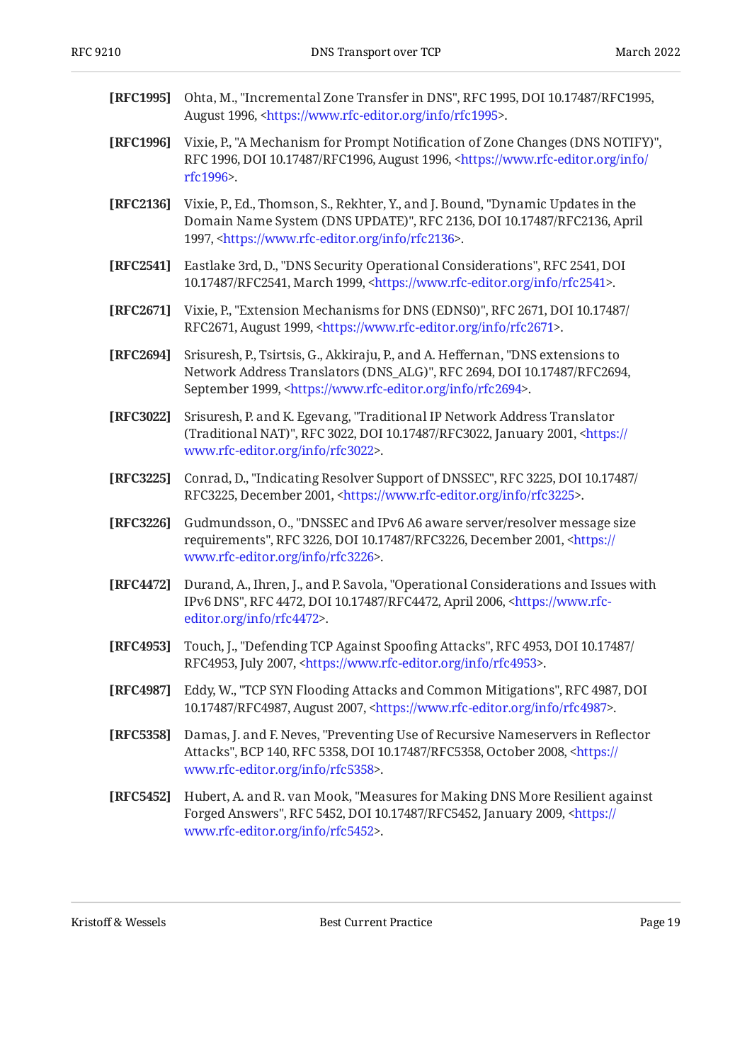**[RFC1995]** Ohta, M., "Incremental Zone Transfer in DNS", RFC 1995, DOI 10.17487/RFC1995, August 1996, <https://www.rfc-editor.org/info/rfc1995>.

**[RFC1996]** Vixie, P., "A Mechanism for Prompt Notification of Zone Changes (DNS NOTIFY)", RFC 1996, DOI 10.17487/RFC1996, August 1996, <https://www.rfc-editor.org/info/rfc1996>.

**[RFC2136]** Vixie, P., Ed., Thomson, S., Rekhter, Y., and J. Bound, "Dynamic Updates in the Domain Name System (DNS UPDATE)", RFC 2136, DOI 10.17487/RFC2136, April 1997, <https://www.rfc-editor.org/info/rfc2136>.

**[RFC2541]** Eastlake 3rd, D., "DNS Security Operational Considerations", RFC 2541, DOI 10.17487/RFC2541, March 1999, <https://www.rfc-editor.org/info/rfc2541>.

**[RFC2671]** Vixie, P., "Extension Mechanisms for DNS (EDNS0)", RFC 2671, DOI 10.17487/RFC2671, August 1999, <https://www.rfc-editor.org/info/rfc2671>.

**[RFC2694]** Srisuresh, P., Tsirtsis, G., Akkiraju, P., and A. Heffernan, "DNS extensions to Network Address Translators (DNS_ALG)", RFC 2694, DOI 10.17487/RFC2694, September 1999, <https://www.rfc-editor.org/info/rfc2694>.

**[RFC3022]** Srisuresh, P. and K. Egevang, "Traditional IP Network Address Translator (Traditional NAT)", RFC 3022, DOI 10.17487/RFC3022, January 2001, <https://www.rfc-editor.org/info/rfc3022>.

**[RFC3225]** Conrad, D., "Indicating Resolver Support of DNSSEC", RFC 3225, DOI 10.17487/RFC3225, December 2001, <https://www.rfc-editor.org/info/rfc3225>.

**[RFC3226]** Gudmundsson, O., "DNSSEC and IPv6 A6 aware server/resolver message size requirements", RFC 3226, DOI 10.17487/RFC3226, December 2001, <https://www.rfc-editor.org/info/rfc3226>.

**[RFC4472]** Durand, A., Ihren, J., and P. Savola, "Operational Considerations and Issues with IPv6 DNS", RFC 4472, DOI 10.17487/RFC4472, April 2006, <https://www.rfc-editor.org/info/rfc4472>.

**[RFC4953]** Touch, J., "Defending TCP Against Spoofing Attacks", RFC 4953, DOI 10.17487/RFC4953, July 2007, <https://www.rfc-editor.org/info/rfc4953>.

**[RFC4987]** Eddy, W., "TCP SYN Flooding Attacks and Common Mitigations", RFC 4987, DOI 10.17487/RFC4987, August 2007, <https://www.rfc-editor.org/info/rfc4987>.

**[RFC5358]** Damas, J. and F. Neves, "Preventing Use of Recursive Nameservers in Reflector Attacks", BCP 140, RFC 5358, DOI 10.17487/RFC5358, October 2008, <https://www.rfc-editor.org/info/rfc5358>.

**[RFC5452]** Hubert, A. and R. van Mook, "Measures for Making DNS More Resilient against Forged Answers", RFC 5452, DOI 10.17487/RFC5452, January 2009, <https://www.rfc-editor.org/info/rfc5452>.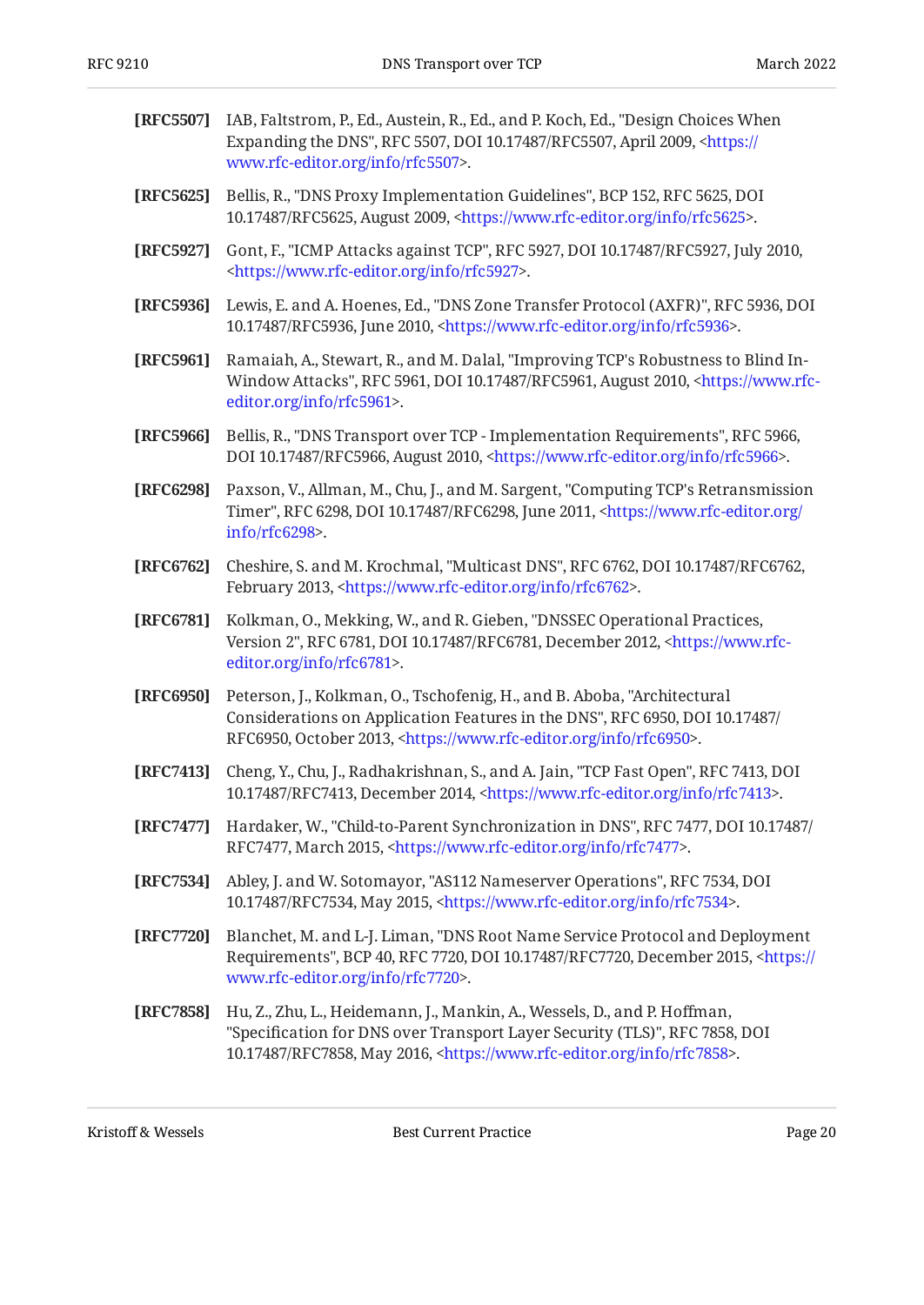**[RFC5507]** IAB, Faltstrom, P., Ed., Austein, R., Ed., and P. Koch, Ed., "Design Choices When Expanding the DNS", RFC 5507, DOI 10.17487/RFC5507, April 2009, <https://www.rfc-editor.org/info/rfc5507>.

**[RFC5625]** Bellis, R., "DNS Proxy Implementation Guidelines", BCP 152, RFC 5625, DOI 10.17487/RFC5625, August 2009, <https://www.rfc-editor.org/info/rfc5625>.

**[RFC5927]** Gont, F., "ICMP Attacks against TCP", RFC 5927, DOI 10.17487/RFC5927, July 2010, <https://www.rfc-editor.org/info/rfc5927>.

**[RFC5936]** Lewis, E. and A. Hoenes, Ed., "DNS Zone Transfer Protocol (AXFR)", RFC 5936, DOI 10.17487/RFC5936, June 2010, <https://www.rfc-editor.org/info/rfc5936>.

**[RFC5961]** Ramaiah, A., Stewart, R., and M. Dalal, "Improving TCP's Robustness to Blind In-Window Attacks", RFC 5961, DOI 10.17487/RFC5961, August 2010, <https://www.rfc-editor.org/info/rfc5961>.

**[RFC5966]** Bellis, R., "DNS Transport over TCP - Implementation Requirements", RFC 5966, DOI 10.17487/RFC5966, August 2010, <https://www.rfc-editor.org/info/rfc5966>.

**[RFC6298]** Paxson, V., Allman, M., Chu, J., and M. Sargent, "Computing TCP's Retransmission Timer", RFC 6298, DOI 10.17487/RFC6298, June 2011, <https://www.rfc-editor.org/info/rfc6298>.

**[RFC6762]** Cheshire, S. and M. Krochmal, "Multicast DNS", RFC 6762, DOI 10.17487/RFC6762, February 2013, <https://www.rfc-editor.org/info/rfc6762>.

**[RFC6781]** Kolkman, O., Mekking, W., and R. Gieben, "DNSSEC Operational Practices, Version 2", RFC 6781, DOI 10.17487/RFC6781, December 2012, <https://www.rfc-editor.org/info/rfc6781>.

**[RFC6950]** Peterson, J., Kolkman, O., Tschofenig, H., and B. Aboba, "Architectural Considerations on Application Features in the DNS", RFC 6950, DOI 10.17487/RFC6950, October 2013, <https://www.rfc-editor.org/info/rfc6950>.

**[RFC7413]** Cheng, Y., Chu, J., Radhakrishnan, S., and A. Jain, "TCP Fast Open", RFC 7413, DOI 10.17487/RFC7413, December 2014, <https://www.rfc-editor.org/info/rfc7413>.

**[RFC7477]** Hardaker, W., "Child-to-Parent Synchronization in DNS", RFC 7477, DOI 10.17487/RFC7477, March 2015, <https://www.rfc-editor.org/info/rfc7477>.

**[RFC7534]** Abley, J. and W. Sotomayor, "AS112 Nameserver Operations", RFC 7534, DOI 10.17487/RFC7534, May 2015, <https://www.rfc-editor.org/info/rfc7534>.

**[RFC7720]** Blanchet, M. and L-J. Liman, "DNS Root Name Service Protocol and Deployment Requirements", BCP 40, RFC 7720, DOI 10.17487/RFC7720, December 2015, <https://www.rfc-editor.org/info/rfc7720>.

**[RFC7858]** Hu, Z., Zhu, L., Heidemann, J., Mankin, A., Wessels, D., and P. Hoffman, "Specification for DNS over Transport Layer Security (TLS)", RFC 7858, DOI 10.17487/RFC7858, May 2016, <https://www.rfc-editor.org/info/rfc7858>.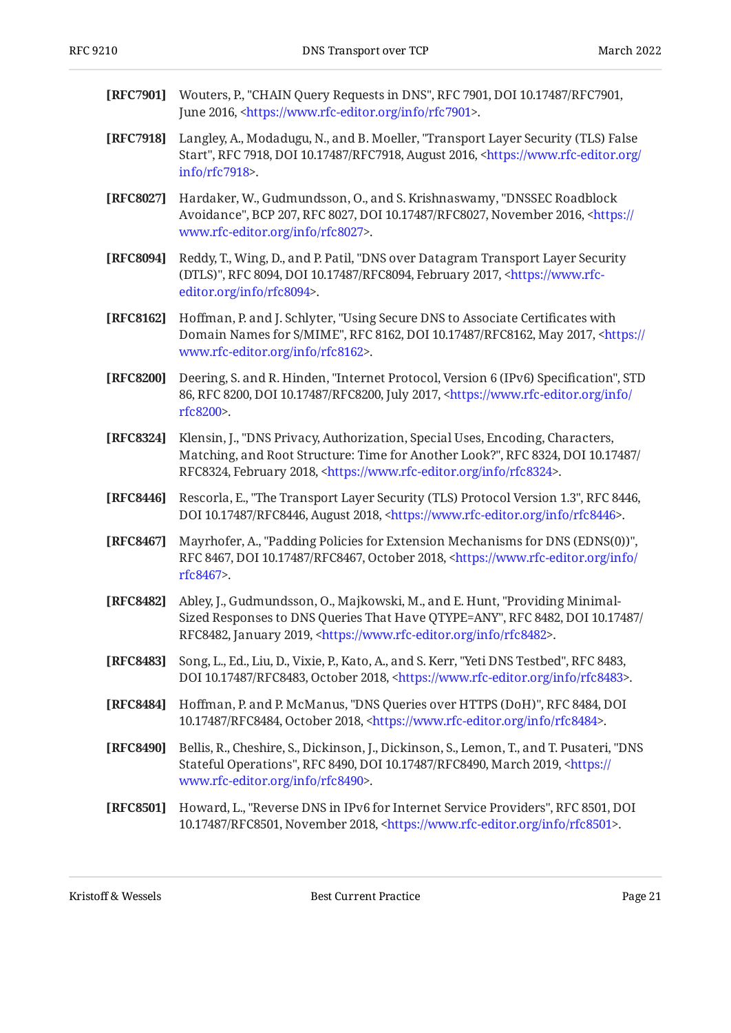**[RFC7901]** Wouters, P., "CHAIN Query Requests in DNS", RFC 7901, DOI 10.17487/RFC7901, June 2016, <https://www.rfc-editor.org/info/rfc7901>.

**[RFC7918]** Langley, A., Modadugu, N., and B. Moeller, "Transport Layer Security (TLS) False Start", RFC 7918, DOI 10.17487/RFC7918, August 2016, <https://www.rfc-editor.org/info/rfc7918>.

**[RFC8027]** Hardaker, W., Gudmundsson, O., and S. Krishnaswamy, "DNSSEC Roadblock Avoidance", BCP 207, RFC 8027, DOI 10.17487/RFC8027, November 2016, <https://www.rfc-editor.org/info/rfc8027>.

**[RFC8094]** Reddy, T., Wing, D., and P. Patil, "DNS over Datagram Transport Layer Security (DTLS)", RFC 8094, DOI 10.17487/RFC8094, February 2017, <https://www.rfc-editor.org/info/rfc8094>.

**[RFC8162]** Hoffman, P. and J. Schlyter, "Using Secure DNS to Associate Certificates with Domain Names for S/MIME", RFC 8162, DOI 10.17487/RFC8162, May 2017, <https://www.rfc-editor.org/info/rfc8162>.

**[RFC8200]** Deering, S. and R. Hinden, "Internet Protocol, Version 6 (IPv6) Specification", STD 86, RFC 8200, DOI 10.17487/RFC8200, July 2017, <https://www.rfc-editor.org/info/rfc8200>.

**[RFC8324]** Klensin, J., "DNS Privacy, Authorization, Special Uses, Encoding, Characters, Matching, and Root Structure: Time for Another Look?", RFC 8324, DOI 10.17487/RFC8324, February 2018, <https://www.rfc-editor.org/info/rfc8324>.

**[RFC8446]** Rescorla, E., "The Transport Layer Security (TLS) Protocol Version 1.3", RFC 8446, DOI 10.17487/RFC8446, August 2018, <https://www.rfc-editor.org/info/rfc8446>.

**[RFC8467]** Mayrhofer, A., "Padding Policies for Extension Mechanisms for DNS (EDNS(0))", RFC 8467, DOI 10.17487/RFC8467, October 2018, <https://www.rfc-editor.org/info/rfc8467>.

**[RFC8482]** Abley, J., Gudmundsson, O., Majkowski, M., and E. Hunt, "Providing Minimal-Sized Responses to DNS Queries That Have QTYPE=ANY", RFC 8482, DOI 10.17487/RFC8482, January 2019, <https://www.rfc-editor.org/info/rfc8482>.

**[RFC8483]** Song, L., Ed., Liu, D., Vixie, P., Kato, A., and S. Kerr, "Yeti DNS Testbed", RFC 8483, DOI 10.17487/RFC8483, October 2018, <https://www.rfc-editor.org/info/rfc8483>.

**[RFC8484]** Hoffman, P. and P. McManus, "DNS Queries over HTTPS (DoH)", RFC 8484, DOI 10.17487/RFC8484, October 2018, <https://www.rfc-editor.org/info/rfc8484>.

**[RFC8490]** Bellis, R., Cheshire, S., Dickinson, J., Dickinson, S., Lemon, T., and T. Pusateri, "DNS Stateful Operations", RFC 8490, DOI 10.17487/RFC8490, March 2019, <https://www.rfc-editor.org/info/rfc8490>.

**[RFC8501]** Howard, L., "Reverse DNS in IPv6 for Internet Service Providers", RFC 8501, DOI 10.17487/RFC8501, November 2018, <https://www.rfc-editor.org/info/rfc8501>.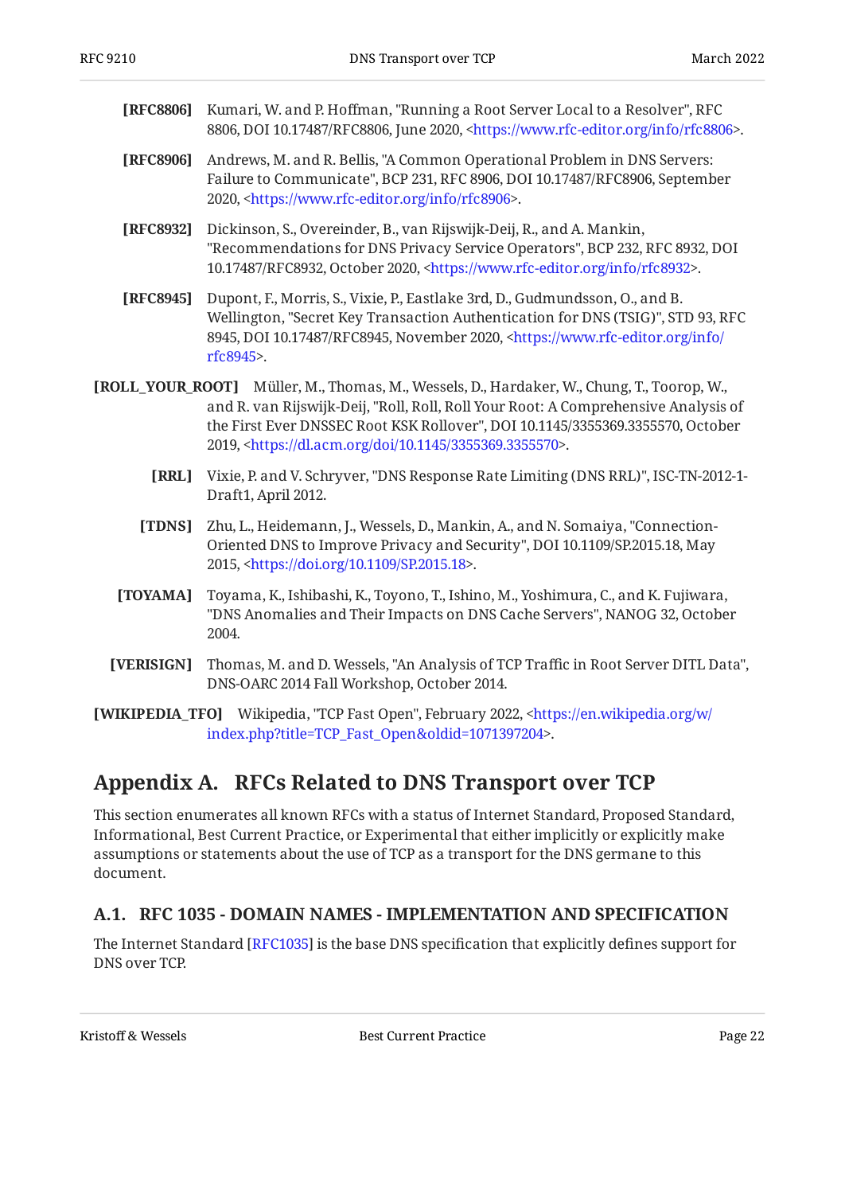**[RFC8806]** Kumari, W. and P. Hoffman, "Running a Root Server Local to a Resolver", RFC 8806, DOI 10.17487/RFC8806, June 2020, <https://www.rfc-editor.org/info/rfc8806>.

**[RFC8906]** Andrews, M. and R. Bellis, "A Common Operational Problem in DNS Servers: Failure to Communicate", BCP 231, RFC 8906, DOI 10.17487/RFC8906, September 2020, <https://www.rfc-editor.org/info/rfc8906>.

**[RFC8932]** Dickinson, S., Overeinder, B., van Rijswijk-Deij, R., and A. Mankin, "Recommendations for DNS Privacy Service Operators", BCP 232, RFC 8932, DOI 10.17487/RFC8932, October 2020, <https://www.rfc-editor.org/info/rfc8932>.

**[RFC8945]** Dupont, F., Morris, S., Vixie, P., Eastlake 3rd, D., Gudmundsson, O., and B. Wellington, "Secret Key Transaction Authentication for DNS (TSIG)", STD 93, RFC 8945, DOI 10.17487/RFC8945, November 2020, <https://www.rfc-editor.org/info/rfc8945>.

**[ROLL_YOUR_ROOT]** Müller, M., Thomas, M., Wessels, D., Hardaker, W., Chung, T., Toorop, W., and R. van Rijswijk-Deij, "Roll, Roll, Roll Your Root: A Comprehensive Analysis of the First Ever DNSSEC Root KSK Rollover", DOI 10.1145/3355369.3355570, October 2019, <https://dl.acm.org/doi/10.1145/3355369.3355570>.

**[RRL]** Vixie, P. and V. Schryver, "DNS Response Rate Limiting (DNS RRL)", ISC-TN-2012-1-Draft1, April 2012.

**[TDNS]** Zhu, L., Heidemann, J., Wessels, D., Mankin, A., and N. Somaiya, "Connection-Oriented DNS to Improve Privacy and Security", DOI 10.1109/SP.2015.18, May 2015, <https://doi.org/10.1109/SP.2015.18>.

**[TOYAMA]** Toyama, K., Ishibashi, K., Toyono, T., Ishino, M., Yoshimura, C., and K. Fujiwara, "DNS Anomalies and Their Impacts on DNS Cache Servers", NANOG 32, October 2004.

**[VERISIGN]** Thomas, M. and D. Wessels, "An Analysis of TCP Traffic in Root Server DITL Data", DNS-OARC 2014 Fall Workshop, October 2014.

**[WIKIPEDIA_TFO]** Wikipedia, "TCP Fast Open", February 2022, <https://en.wikipedia.org/w/index.php?title=TCP_Fast_Open&oldid=1071397204>.

# Appendix A. RFCs Related to DNS Transport over TCP

This section enumerates all known RFCs with a status of Internet Standard, Proposed Standard, Informational, Best Current Practice, or Experimental that either implicitly or explicitly make assumptions or statements about the use of TCP as a transport for the DNS germane to this document.

## A.1. RFC 1035 - DOMAIN NAMES - IMPLEMENTATION AND SPECIFICATION

The Internet Standard [RFC1035] is the base DNS specification that explicitly defines support for DNS over TCP.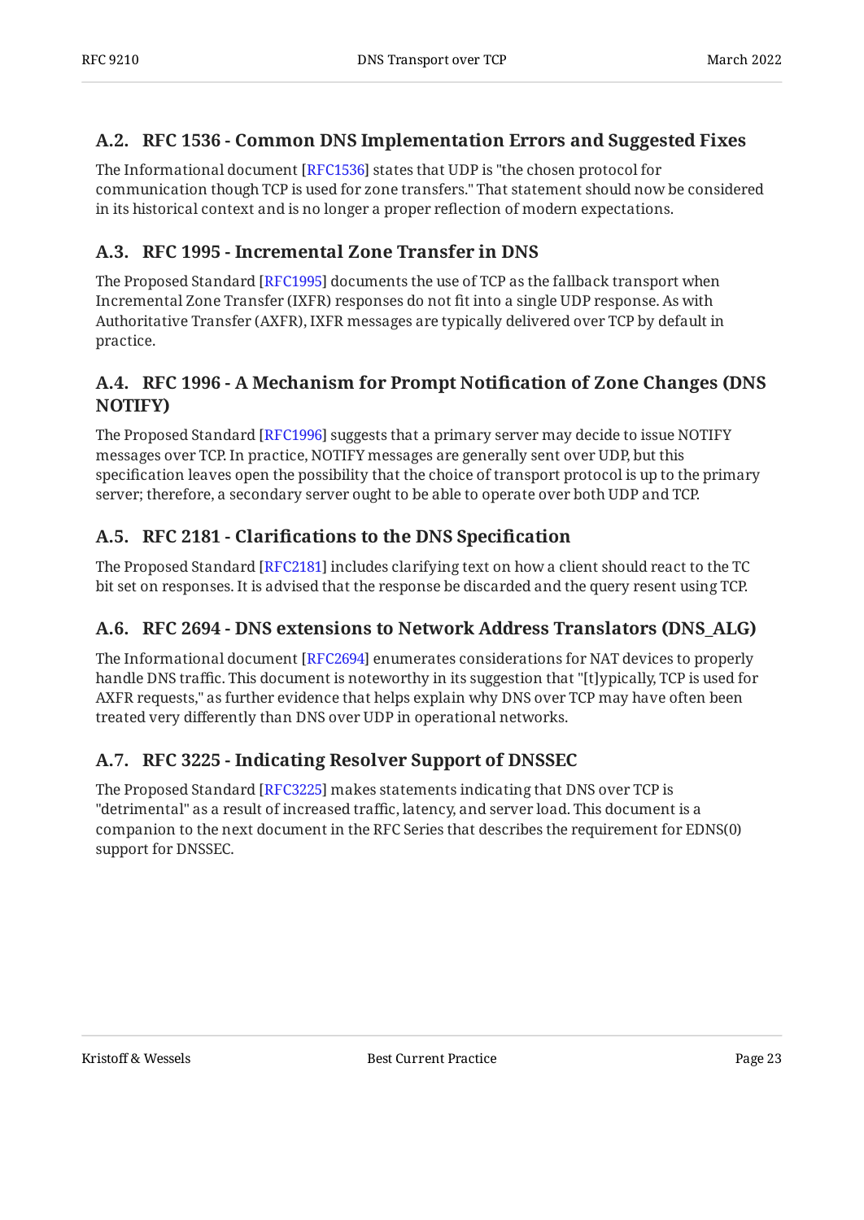### A.2. RFC 1536 - Common DNS Implementation Errors and Suggested Fixes

The Informational document [RFC1536] states that UDP is "the chosen protocol for communication though TCP is used for zone transfers." That statement should now be considered in its historical context and is no longer a proper reflection of modern expectations.

### A.3. RFC 1995 - Incremental Zone Transfer in DNS

The Proposed Standard [RFC1995] documents the use of TCP as the fallback transport when Incremental Zone Transfer (IXFR) responses do not fit into a single UDP response. As with Authoritative Transfer (AXFR), IXFR messages are typically delivered over TCP by default in practice.

### A.4. RFC 1996 - A Mechanism for Prompt Notification of Zone Changes (DNS NOTIFY)

The Proposed Standard [RFC1996] suggests that a primary server may decide to issue NOTIFY messages over TCP. In practice, NOTIFY messages are generally sent over UDP, but this specification leaves open the possibility that the choice of transport protocol is up to the primary server; therefore, a secondary server ought to be able to operate over both UDP and TCP.

### A.5. RFC 2181 - Clarifications to the DNS Specification

The Proposed Standard [RFC2181] includes clarifying text on how a client should react to the TC bit set on responses. It is advised that the response be discarded and the query resent using TCP.

### A.6. RFC 2694 - DNS extensions to Network Address Translators (DNS_ALG)

The Informational document [RFC2694] enumerates considerations for NAT devices to properly handle DNS traffic. This document is noteworthy in its suggestion that "[t]ypically, TCP is used for AXFR requests," as further evidence that helps explain why DNS over TCP may have often been treated very differently than DNS over UDP in operational networks.

### A.7. RFC 3225 - Indicating Resolver Support of DNSSEC

The Proposed Standard [RFC3225] makes statements indicating that DNS over TCP is "detrimental" as a result of increased traffic, latency, and server load. This document is a companion to the next document in the RFC Series that describes the requirement for EDNS(0) support for DNSSEC.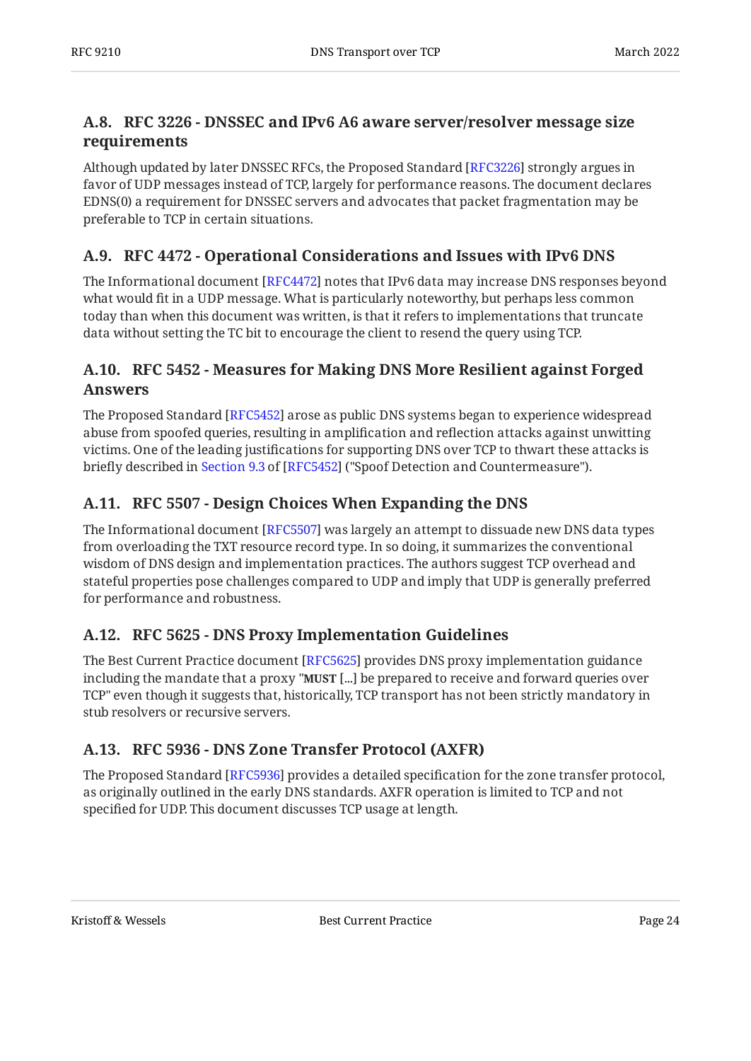### A.8. RFC 3226 - DNSSEC and IPv6 A6 aware server/resolver message size requirements

Although updated by later DNSSEC RFCs, the Proposed Standard [RFC3226] strongly argues in favor of UDP messages instead of TCP, largely for performance reasons. The document declares EDNS(0) a requirement for DNSSEC servers and advocates that packet fragmentation may be preferable to TCP in certain situations.

### A.9. RFC 4472 - Operational Considerations and Issues with IPv6 DNS

The Informational document [RFC4472] notes that IPv6 data may increase DNS responses beyond what would fit in a UDP message. What is particularly noteworthy, but perhaps less common today than when this document was written, is that it refers to implementations that truncate data without setting the TC bit to encourage the client to resend the query using TCP.

### A.10. RFC 5452 - Measures for Making DNS More Resilient against Forged Answers

The Proposed Standard [RFC5452] arose as public DNS systems began to experience widespread abuse from spoofed queries, resulting in amplification and reflection attacks against unwitting victims. One of the leading justifications for supporting DNS over TCP to thwart these attacks is briefly described in Section 9.3 of [RFC5452] ("Spoof Detection and Countermeasure").

### A.11. RFC 5507 - Design Choices When Expanding the DNS

The Informational document [RFC5507] was largely an attempt to dissuade new DNS data types from overloading the TXT resource record type. In so doing, it summarizes the conventional wisdom of DNS design and implementation practices. The authors suggest TCP overhead and stateful properties pose challenges compared to UDP and imply that UDP is generally preferred for performance and robustness.

### A.12. RFC 5625 - DNS Proxy Implementation Guidelines

The Best Current Practice document [RFC5625] provides DNS proxy implementation guidance including the mandate that a proxy "**MUST** [...] be prepared to receive and forward queries over TCP" even though it suggests that, historically, TCP transport has not been strictly mandatory in stub resolvers or recursive servers.

### A.13. RFC 5936 - DNS Zone Transfer Protocol (AXFR)

The Proposed Standard [RFC5936] provides a detailed specification for the zone transfer protocol, as originally outlined in the early DNS standards. AXFR operation is limited to TCP and not specified for UDP. This document discusses TCP usage at length.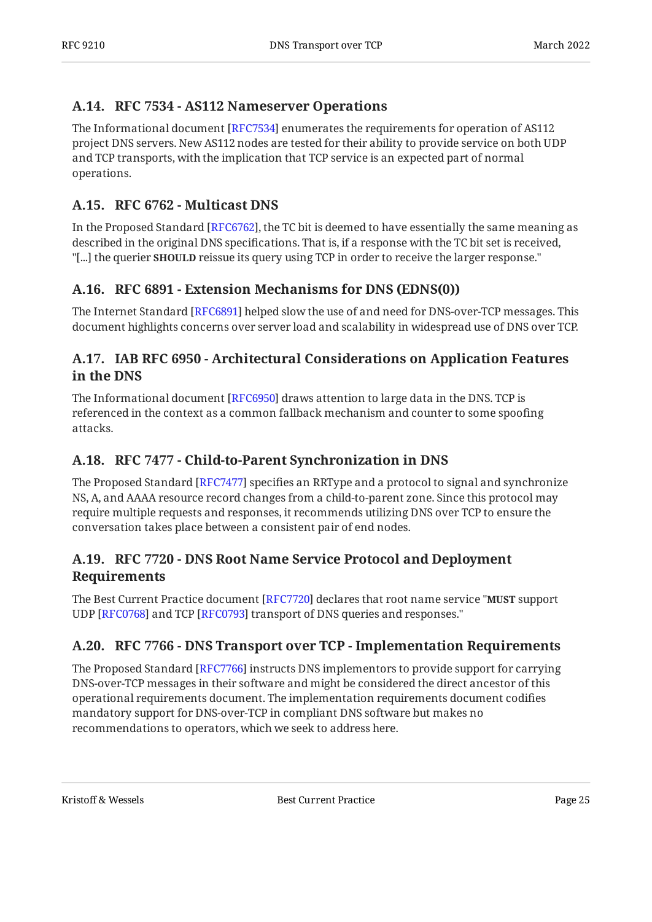### A.14. RFC 7534 - AS112 Nameserver Operations

The Informational document [RFC7534] enumerates the requirements for operation of AS112 project DNS servers. New AS112 nodes are tested for their ability to provide service on both UDP and TCP transports, with the implication that TCP service is an expected part of normal operations.

### A.15. RFC 6762 - Multicast DNS

In the Proposed Standard [RFC6762], the TC bit is deemed to have essentially the same meaning as described in the original DNS specifications. That is, if a response with the TC bit set is received, "[...] the querier **SHOULD** reissue its query using TCP in order to receive the larger response."

### A.16. RFC 6891 - Extension Mechanisms for DNS (EDNS(0))

The Internet Standard [RFC6891] helped slow the use of and need for DNS-over-TCP messages. This document highlights concerns over server load and scalability in widespread use of DNS over TCP.

### A.17. IAB RFC 6950 - Architectural Considerations on Application Features in the DNS

The Informational document [RFC6950] draws attention to large data in the DNS. TCP is referenced in the context as a common fallback mechanism and counter to some spoofing attacks.

### A.18. RFC 7477 - Child-to-Parent Synchronization in DNS

The Proposed Standard [RFC7477] specifies an RRType and a protocol to signal and synchronize NS, A, and AAAA resource record changes from a child-to-parent zone. Since this protocol may require multiple requests and responses, it recommends utilizing DNS over TCP to ensure the conversation takes place between a consistent pair of end nodes.

### A.19. RFC 7720 - DNS Root Name Service Protocol and Deployment Requirements

The Best Current Practice document [RFC7720] declares that root name service "**MUST** support UDP [RFC0768] and TCP [RFC0793] transport of DNS queries and responses."

### A.20. RFC 7766 - DNS Transport over TCP - Implementation Requirements

The Proposed Standard [RFC7766] instructs DNS implementors to provide support for carrying DNS-over-TCP messages in their software and might be considered the direct ancestor of this operational requirements document. The implementation requirements document codifies mandatory support for DNS-over-TCP in compliant DNS software but makes no recommendations to operators, which we seek to address here.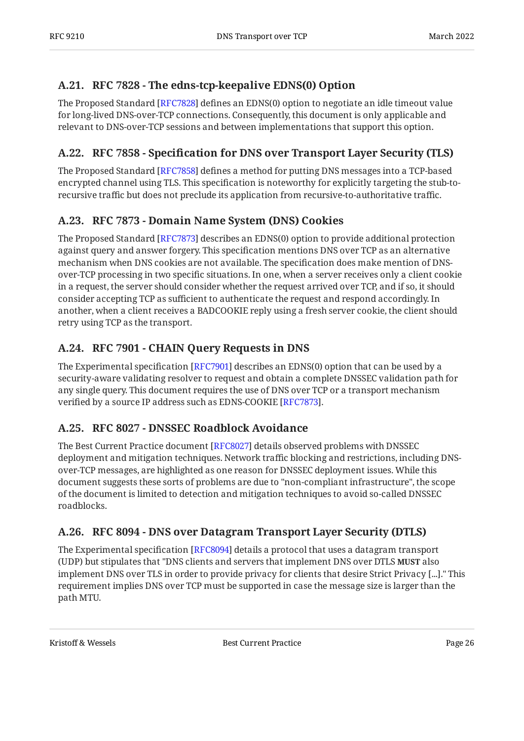### A.21. RFC 7828 - The edns-tcp-keepalive EDNS(0) Option

The Proposed Standard [RFC7828] defines an EDNS(0) option to negotiate an idle timeout value for long-lived DNS-over-TCP connections. Consequently, this document is only applicable and relevant to DNS-over-TCP sessions and between implementations that support this option.

### A.22. RFC 7858 - Specification for DNS over Transport Layer Security (TLS)

The Proposed Standard [RFC7858] defines a method for putting DNS messages into a TCP-based encrypted channel using TLS. This specification is noteworthy for explicitly targeting the stub-to-recursive traffic but does not preclude its application from recursive-to-authoritative traffic.

### A.23. RFC 7873 - Domain Name System (DNS) Cookies

The Proposed Standard [RFC7873] describes an EDNS(0) option to provide additional protection against query and answer forgery. This specification mentions DNS over TCP as an alternative mechanism when DNS cookies are not available. The specification does make mention of DNS-over-TCP processing in two specific situations. In one, when a server receives only a client cookie in a request, the server should consider whether the request arrived over TCP, and if so, it should consider accepting TCP as sufficient to authenticate the request and respond accordingly. In another, when a client receives a BADCOOKIE reply using a fresh server cookie, the client should retry using TCP as the transport.

### A.24. RFC 7901 - CHAIN Query Requests in DNS

The Experimental specification [RFC7901] describes an EDNS(0) option that can be used by a security-aware validating resolver to request and obtain a complete DNSSEC validation path for any single query. This document requires the use of DNS over TCP or a transport mechanism verified by a source IP address such as EDNS-COOKIE [RFC7873].

### A.25. RFC 8027 - DNSSEC Roadblock Avoidance

The Best Current Practice document [RFC8027] details observed problems with DNSSEC deployment and mitigation techniques. Network traffic blocking and restrictions, including DNS-over-TCP messages, are highlighted as one reason for DNSSEC deployment issues. While this document suggests these sorts of problems are due to "non-compliant infrastructure", the scope of the document is limited to detection and mitigation techniques to avoid so-called DNSSEC roadblocks.

### A.26. RFC 8094 - DNS over Datagram Transport Layer Security (DTLS)

The Experimental specification [RFC8094] details a protocol that uses a datagram transport (UDP) but stipulates that "DNS clients and servers that implement DNS over DTLS **MUST** also implement DNS over TLS in order to provide privacy for clients that desire Strict Privacy [...]." This requirement implies DNS over TCP must be supported in case the message size is larger than the path MTU.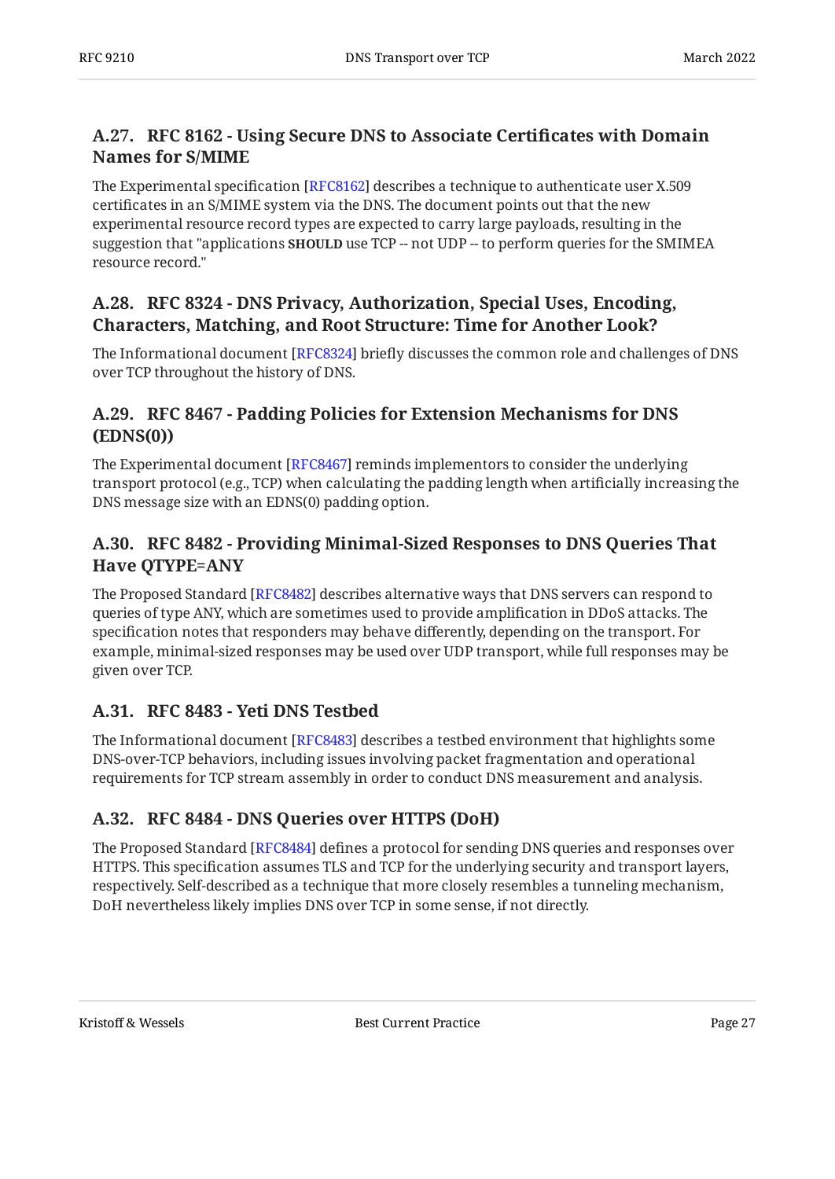### A.27. RFC 8162 - Using Secure DNS to Associate Certificates with Domain Names for S/MIME

The Experimental specification [RFC8162] describes a technique to authenticate user X.509 certificates in an S/MIME system via the DNS. The document points out that the new experimental resource record types are expected to carry large payloads, resulting in the suggestion that "applications **SHOULD** use TCP -- not UDP -- to perform queries for the SMIMEA resource record."

### A.28. RFC 8324 - DNS Privacy, Authorization, Special Uses, Encoding, Characters, Matching, and Root Structure: Time for Another Look?

The Informational document [RFC8324] briefly discusses the common role and challenges of DNS over TCP throughout the history of DNS.

### A.29. RFC 8467 - Padding Policies for Extension Mechanisms for DNS (EDNS(0))

The Experimental document [RFC8467] reminds implementors to consider the underlying transport protocol (e.g., TCP) when calculating the padding length when artificially increasing the DNS message size with an EDNS(0) padding option.

### A.30. RFC 8482 - Providing Minimal-Sized Responses to DNS Queries That Have QTYPE=ANY

The Proposed Standard [RFC8482] describes alternative ways that DNS servers can respond to queries of type ANY, which are sometimes used to provide amplification in DDoS attacks. The specification notes that responders may behave differently, depending on the transport. For example, minimal-sized responses may be used over UDP transport, while full responses may be given over TCP.

### A.31. RFC 8483 - Yeti DNS Testbed

The Informational document [RFC8483] describes a testbed environment that highlights some DNS-over-TCP behaviors, including issues involving packet fragmentation and operational requirements for TCP stream assembly in order to conduct DNS measurement and analysis.

### A.32. RFC 8484 - DNS Queries over HTTPS (DoH)

The Proposed Standard [RFC8484] defines a protocol for sending DNS queries and responses over HTTPS. This specification assumes TLS and TCP for the underlying security and transport layers, respectively. Self-described as a technique that more closely resembles a tunneling mechanism, DoH nevertheless likely implies DNS over TCP in some sense, if not directly.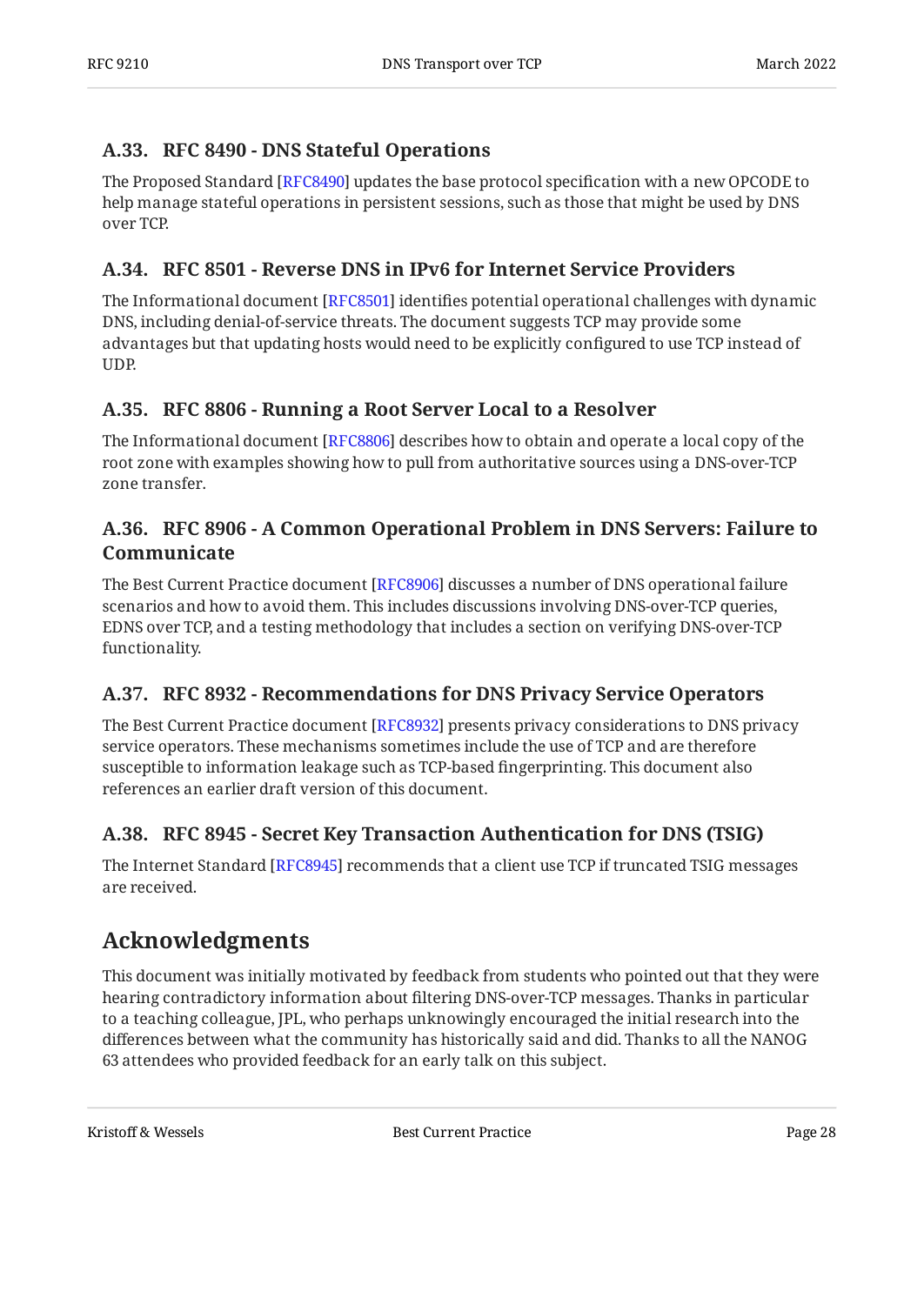### A.33. RFC 8490 - DNS Stateful Operations

The Proposed Standard [RFC8490] updates the base protocol specification with a new OPCODE to help manage stateful operations in persistent sessions, such as those that might be used by DNS over TCP.

### A.34. RFC 8501 - Reverse DNS in IPv6 for Internet Service Providers

The Informational document [RFC8501] identifies potential operational challenges with dynamic DNS, including denial-of-service threats. The document suggests TCP may provide some advantages but that updating hosts would need to be explicitly configured to use TCP instead of UDP.

### A.35. RFC 8806 - Running a Root Server Local to a Resolver

The Informational document [RFC8806] describes how to obtain and operate a local copy of the root zone with examples showing how to pull from authoritative sources using a DNS-over-TCP zone transfer.

### A.36. RFC 8906 - A Common Operational Problem in DNS Servers: Failure to Communicate

The Best Current Practice document [RFC8906] discusses a number of DNS operational failure scenarios and how to avoid them. This includes discussions involving DNS-over-TCP queries, EDNS over TCP, and a testing methodology that includes a section on verifying DNS-over-TCP functionality.

### A.37. RFC 8932 - Recommendations for DNS Privacy Service Operators

The Best Current Practice document [RFC8932] presents privacy considerations to DNS privacy service operators. These mechanisms sometimes include the use of TCP and are therefore susceptible to information leakage such as TCP-based fingerprinting. This document also references an earlier draft version of this document.

### A.38. RFC 8945 - Secret Key Transaction Authentication for DNS (TSIG)

The Internet Standard [RFC8945] recommends that a client use TCP if truncated TSIG messages are received.

## Acknowledgments

This document was initially motivated by feedback from students who pointed out that they were hearing contradictory information about filtering DNS-over-TCP messages. Thanks in particular to a teaching colleague, JPL, who perhaps unknowingly encouraged the initial research into the differences between what the community has historically said and did. Thanks to all the NANOG 63 attendees who provided feedback for an early talk on this subject.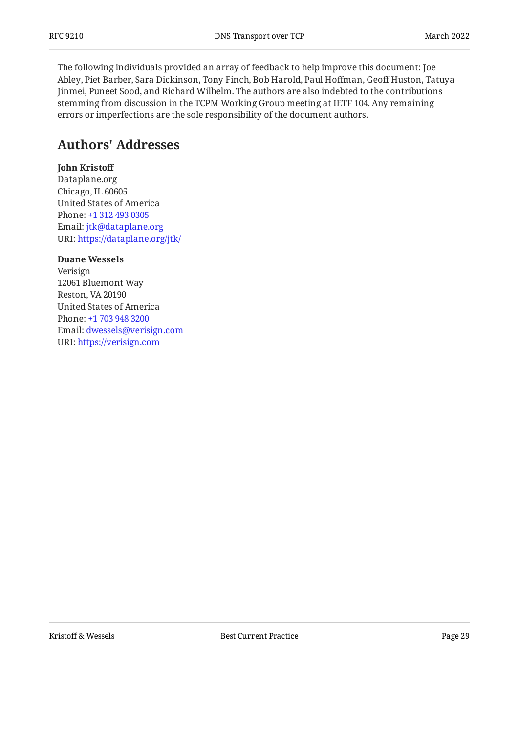The following individuals provided an array of feedback to help improve this document: Joe Abley, Piet Barber, Sara Dickinson, Tony Finch, Bob Harold, Paul Hoffman, Geoff Huston, Tatuya Jinmei, Puneet Sood, and Richard Wilhelm. The authors are also indebted to the contributions stemming from discussion in the TCPM Working Group meeting at IETF 104. Any remaining errors or imperfections are the sole responsibility of the document authors.

## Authors' Addresses

**John Kristoff**
Dataplane.org
Chicago, IL 60605
United States of America
Phone: +1 312 493 0305
Email: jtk@dataplane.org
URI: https://dataplane.org/jtk/

**Duane Wessels**
Verisign
12061 Bluemont Way
Reston, VA 20190
United States of America
Phone: +1 703 948 3200
Email: dwessels@verisign.com
URI: https://verisign.com